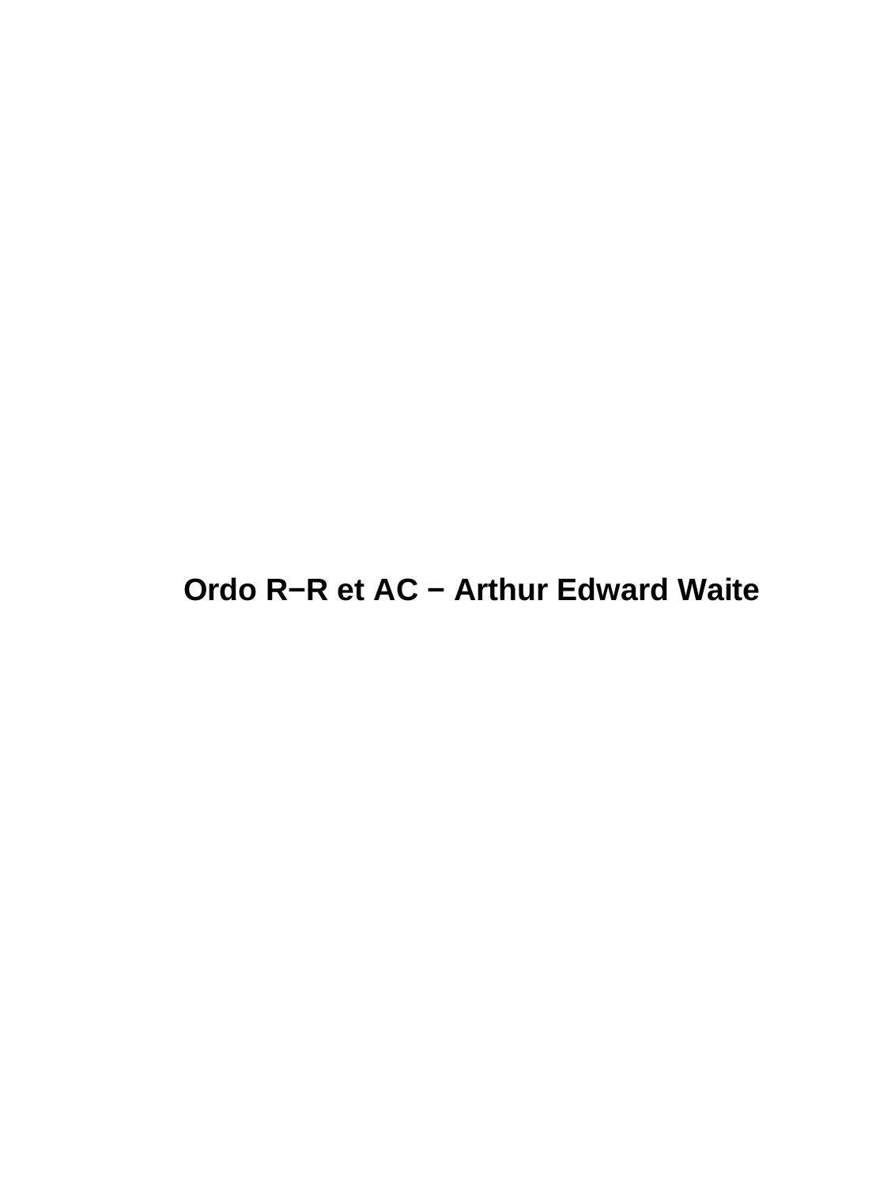# Ordo R−R et AC − Arthur Edward Waite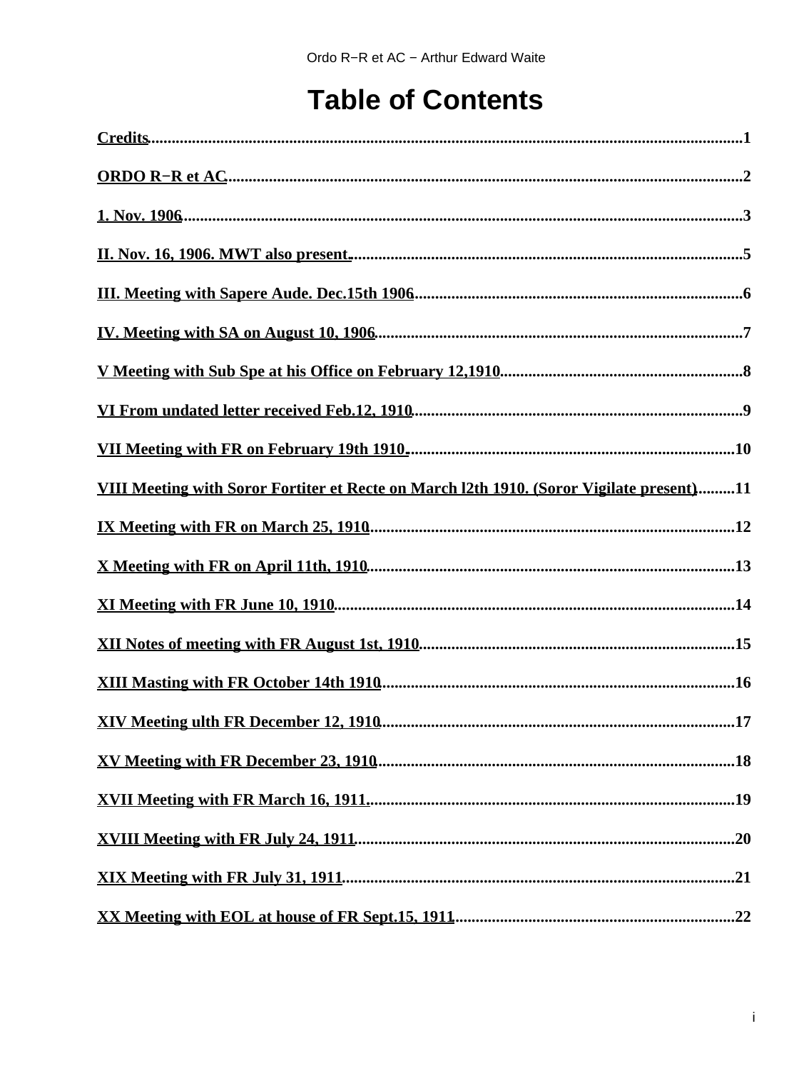# Table of Contents

Credits.....1

ORDO R−R et AC.....2

1. Nov. 1906.....3

II. Nov. 16, 1906. MWT also present......5

III. Meeting with Sapere Aude. Dec.15th 1906.....6

IV. Meeting with SA on August 10, 1906.....7

V Meeting with Sub Spe at his Office on February 12,1910.....8

VI From undated letter received Feb.12, 1910.....9

VII Meeting with FR on February 19th 1910......10

VIII Meeting with Soror Fortiter et Recte on March l2th 1910. (Soror Vigilate present).....11

IX Meeting with FR on March 25, 1910.....12

X Meeting with FR on April 11th, 1910.....13

XI Meeting with FR June 10, 1910.....14

XII Notes of meeting with FR August 1st, 1910.....15

XIII Masting with FR October 14th 1910.....16

XIV Meeting ulth FR December 12, 1910.....17

XV Meeting with FR December 23, 1910.....18

XVII Meeting with FR March 16, 1911......19

XVIII Meeting with FR July 24, 1911.....20

XIX Meeting with FR July 31, 1911.....21

XX Meeting with EOL at house of FR Sept.15, 1911.....22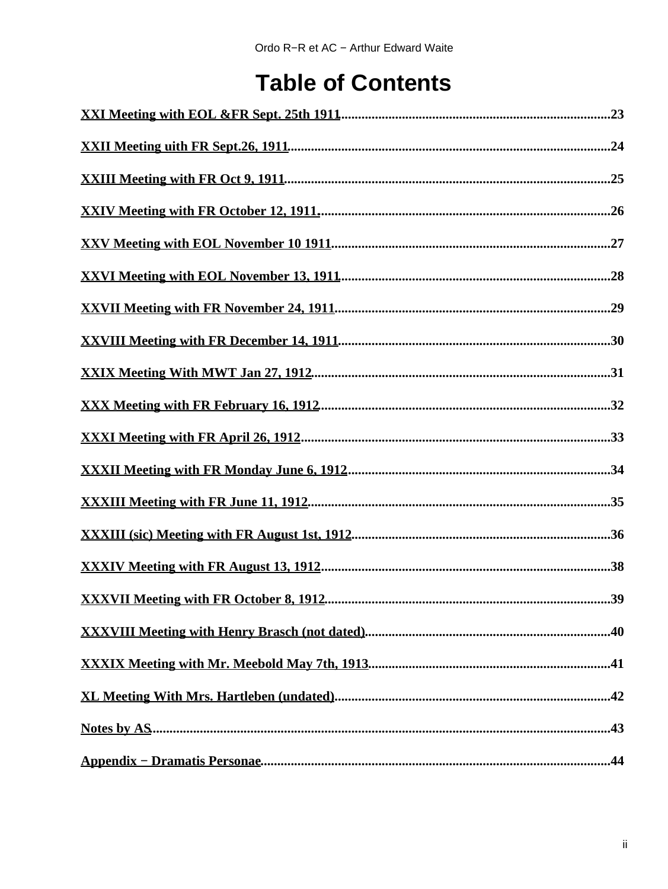# Table of Contents

XXI Meeting with EOL &FR Sept. 25th 1911 .......... 23

XXII Meeting uith FR Sept.26, 1911 .......... 24

XXIII Meeting with FR Oct 9, 1911 .......... 25

XXIV Meeting with FR October 12, 1911. .......... 26

XXV Meeting with EOL November 10 1911 .......... 27

XXVI Meeting with EOL November 13, 1911 .......... 28

XXVII Meeting with FR November 24, 1911 .......... 29

XXVIII Meeting with FR December 14, 1911 .......... 30

XXIX Meeting With MWT Jan 27, 1912 .......... 31

XXX Meeting with FR February 16, 1912 .......... 32

XXXI Meeting with FR April 26, 1912 .......... 33

XXXII Meeting with FR Monday June 6, 1912 .......... 34

XXXIII Meeting with FR June 11, 1912 .......... 35

XXXIII (sic) Meeting with FR August 1st, 1912 .......... 36

XXXIV Meeting with FR August 13, 1912 .......... 38

XXXVII Meeting with FR October 8, 1912 .......... 39

XXXVIII Meeting with Henry Brasch (not dated) .......... 40

XXXIX Meeting with Mr. Meebold May 7th, 1913 .......... 41

XL Meeting With Mrs. Hartleben (undated) .......... 42

Notes by AS .......... 43

Appendix − Dramatis Personae .......... 44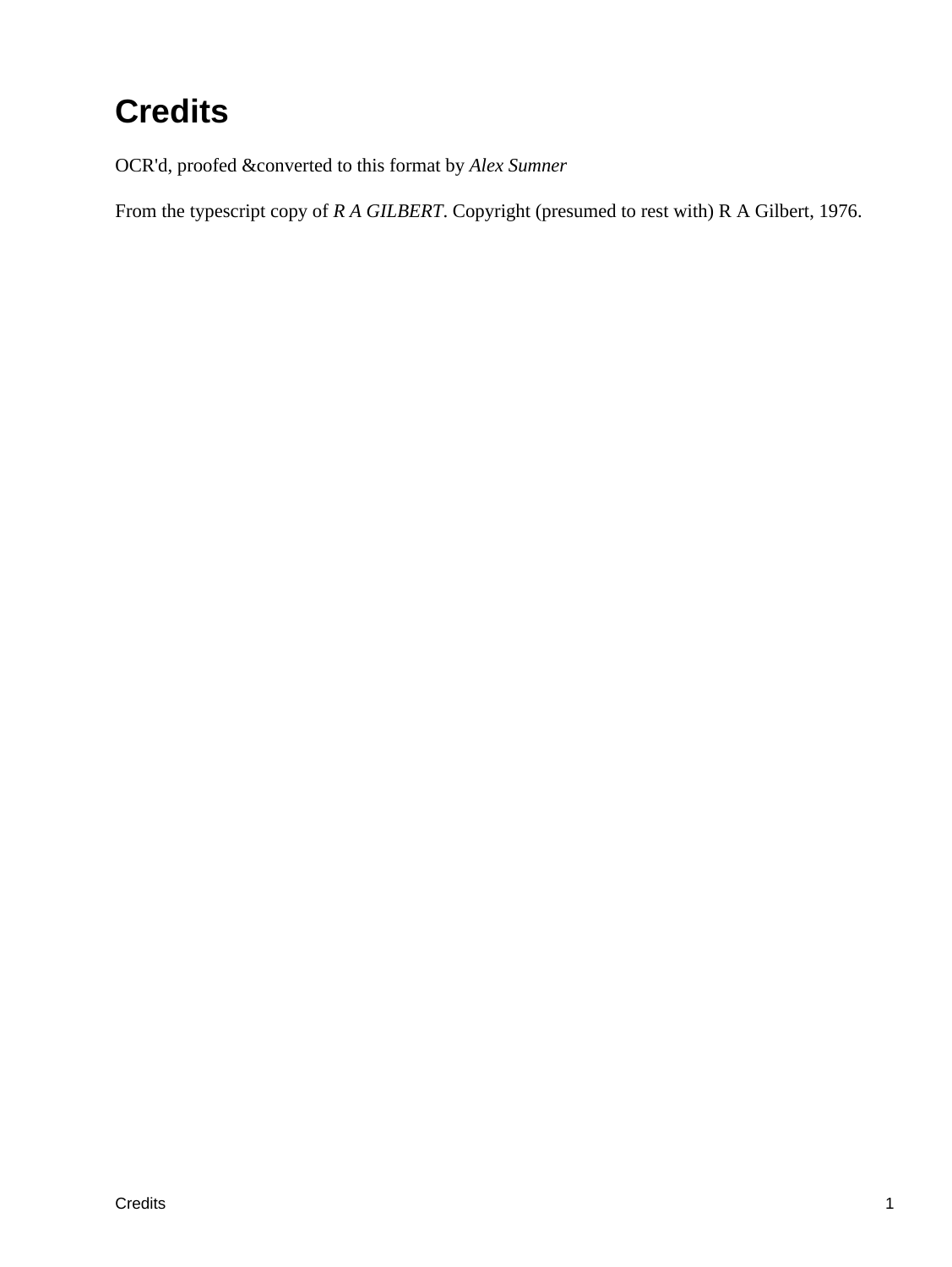# Credits

OCR'd, proofed &converted to this format by *Alex Sumner*

From the typescript copy of *R A GILBERT*. Copyright (presumed to rest with) R A Gilbert, 1976.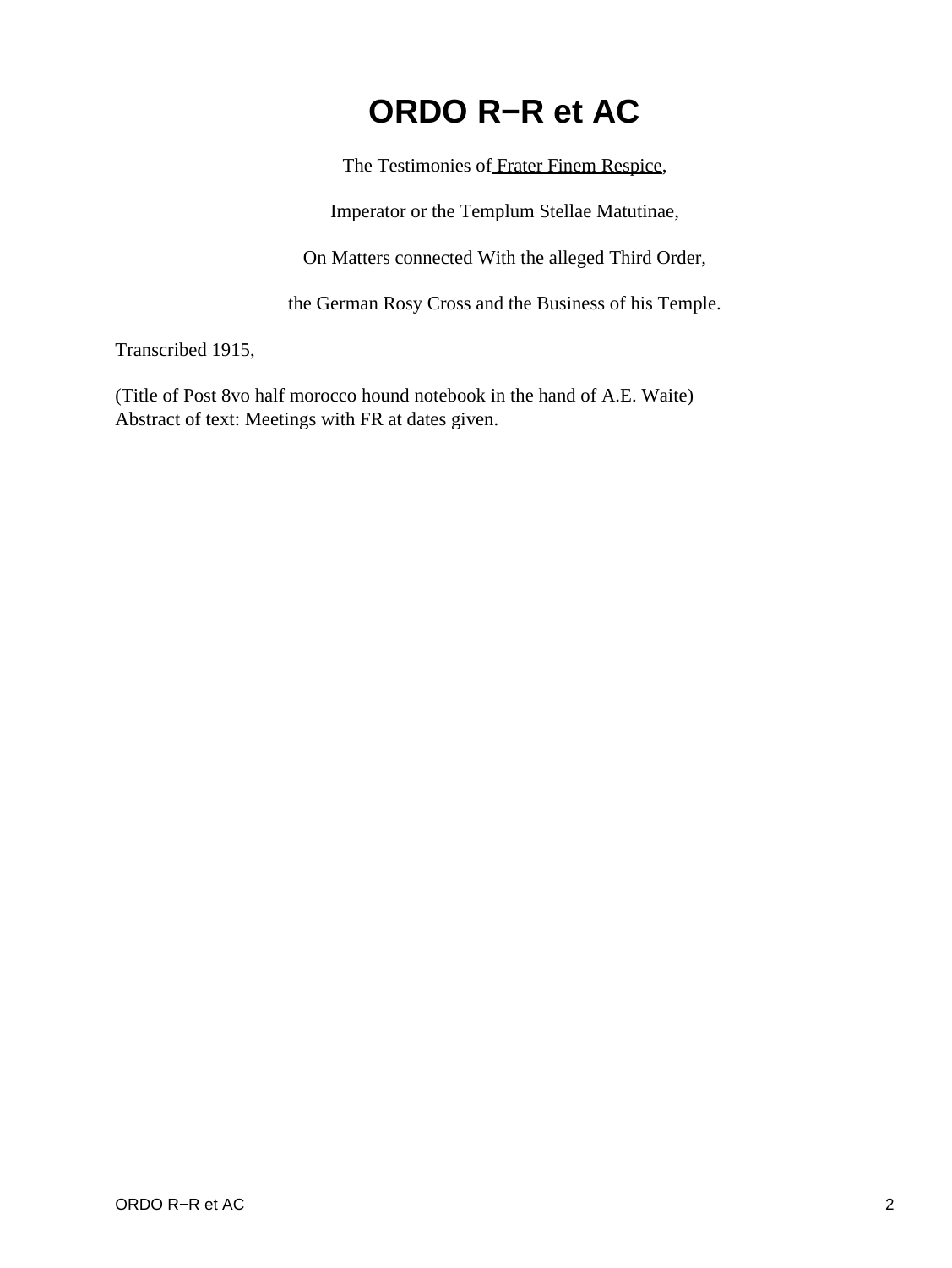# ORDO R−R et AC

The Testimonies of Frater Finem Respice,

Imperator or the Templum Stellae Matutinae,

On Matters connected With the alleged Third Order,

the German Rosy Cross and the Business of his Temple.

Transcribed 1915,

(Title of Post 8vo half morocco hound notebook in the hand of A.E. Waite)
Abstract of text: Meetings with FR at dates given.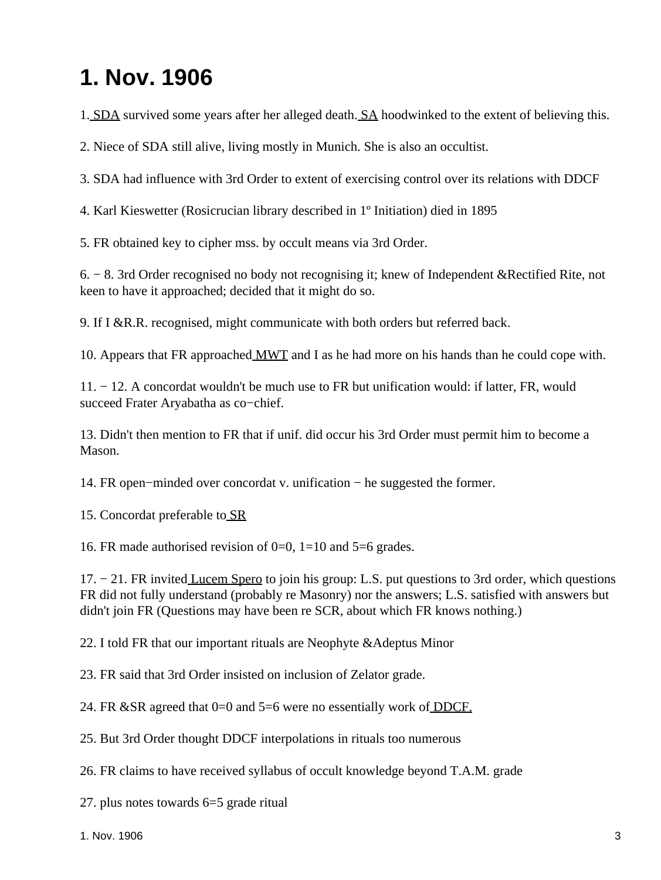# 1. Nov. 1906

1. SDA survived some years after her alleged death. SA hoodwinked to the extent of believing this.

2. Niece of SDA still alive, living mostly in Munich. She is also an occultist.

3. SDA had influence with 3rd Order to extent of exercising control over its relations with DDCF

4. Karl Kieswetter (Rosicrucian library described in 1º Initiation) died in 1895

5. FR obtained key to cipher mss. by occult means via 3rd Order.

6. − 8. 3rd Order recognised no body not recognising it; knew of Independent &Rectified Rite, not keen to have it approached; decided that it might do so.

9. If I &R.R. recognised, might communicate with both orders but referred back.

10. Appears that FR approached MWT and I as he had more on his hands than he could cope with.

11. − 12. A concordat wouldn't be much use to FR but unification would: if latter, FR, would succeed Frater Aryabatha as co−chief.

13. Didn't then mention to FR that if unif. did occur his 3rd Order must permit him to become a Mason.

14. FR open−minded over concordat v. unification − he suggested the former.

15. Concordat preferable to SR

16. FR made authorised revision of 0=0, 1=10 and 5=6 grades.

17. − 21. FR invited Lucem Spero to join his group: L.S. put questions to 3rd order, which questions FR did not fully understand (probably re Masonry) nor the answers; L.S. satisfied with answers but didn't join FR (Questions may have been re SCR, about which FR knows nothing.)

22. I told FR that our important rituals are Neophyte &Adeptus Minor

23. FR said that 3rd Order insisted on inclusion of Zelator grade.

24. FR &SR agreed that 0=0 and 5=6 were no essentially work of DDCF.

25. But 3rd Order thought DDCF interpolations in rituals too numerous

26. FR claims to have received syllabus of occult knowledge beyond T.A.M. grade

27. plus notes towards 6=5 grade ritual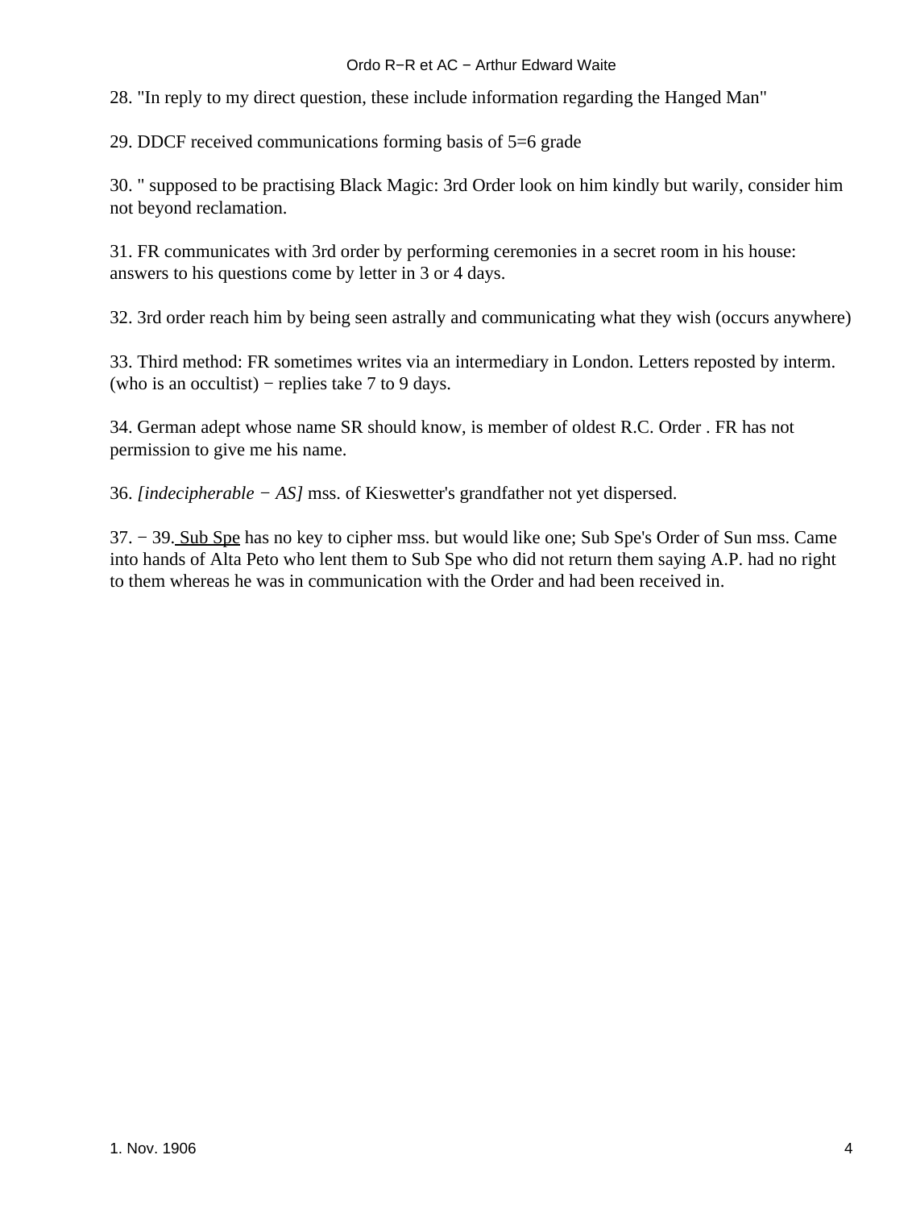28. "In reply to my direct question, these include information regarding the Hanged Man"

29. DDCF received communications forming basis of 5=6 grade

30. " supposed to be practising Black Magic: 3rd Order look on him kindly but warily, consider him not beyond reclamation.

31. FR communicates with 3rd order by performing ceremonies in a secret room in his house: answers to his questions come by letter in 3 or 4 days.

32. 3rd order reach him by being seen astrally and communicating what they wish (occurs anywhere)

33. Third method: FR sometimes writes via an intermediary in London. Letters reposted by interm. (who is an occultist) − replies take 7 to 9 days.

34. German adept whose name SR should know, is member of oldest R.C. Order . FR has not permission to give me his name.

36. *[indecipherable − AS]* mss. of Kieswetter's grandfather not yet dispersed.

37. − 39. <u>Sub Spe</u> has no key to cipher mss. but would like one; Sub Spe's Order of Sun mss. Came into hands of Alta Peto who lent them to Sub Spe who did not return them saying A.P. had no right to them whereas he was in communication with the Order and had been received in.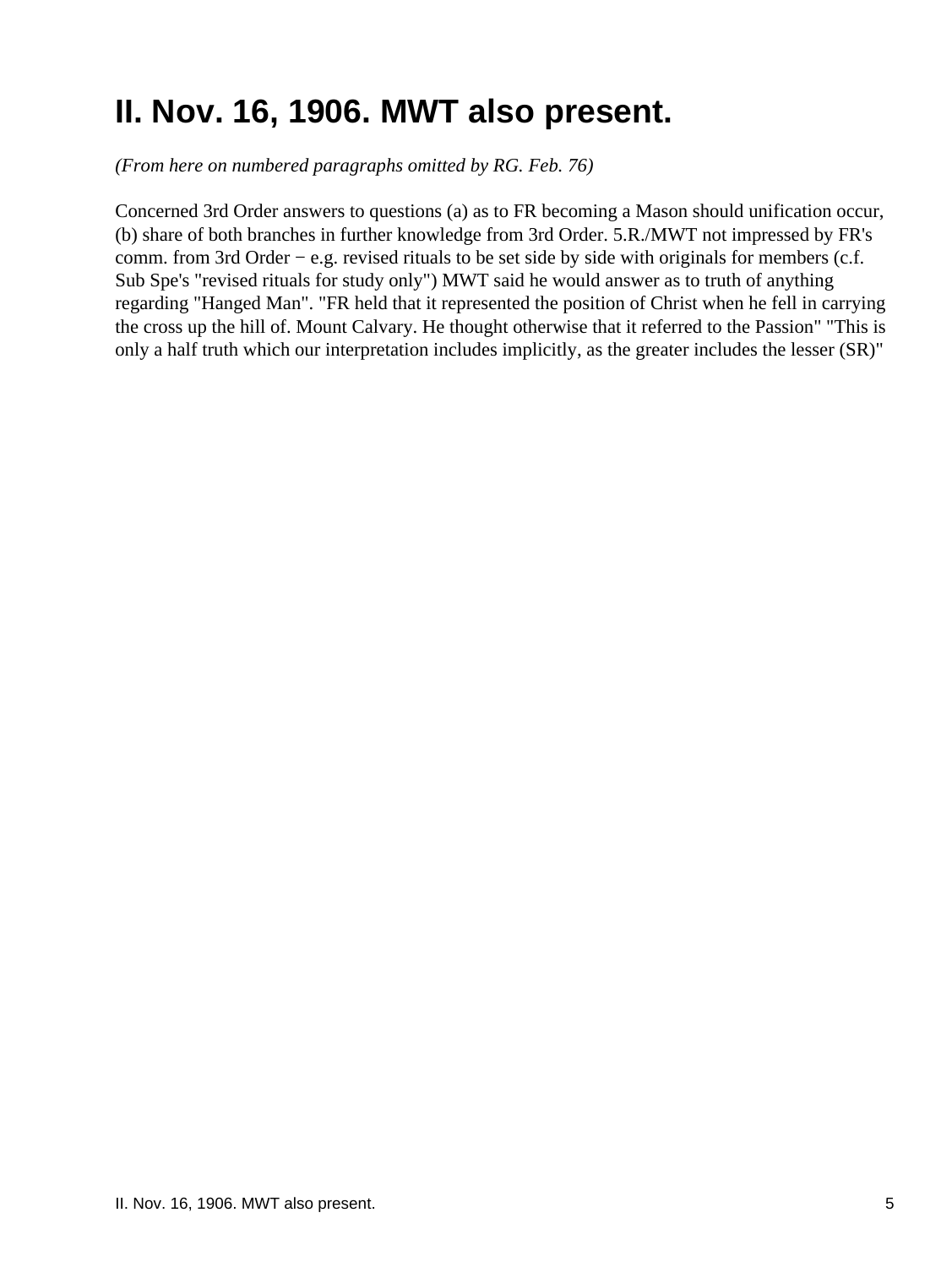# II. Nov. 16, 1906. MWT also present.

*(From here on numbered paragraphs omitted by RG. Feb. 76)*

Concerned 3rd Order answers to questions (a) as to FR becoming a Mason should unification occur, (b) share of both branches in further knowledge from 3rd Order. 5.R./MWT not impressed by FR's comm. from 3rd Order − e.g. revised rituals to be set side by side with originals for members (c.f. Sub Spe's "revised rituals for study only") MWT said he would answer as to truth of anything regarding "Hanged Man". "FR held that it represented the position of Christ when he fell in carrying the cross up the hill of. Mount Calvary. He thought otherwise that it referred to the Passion" "This is only a half truth which our interpretation includes implicitly, as the greater includes the lesser (SR)"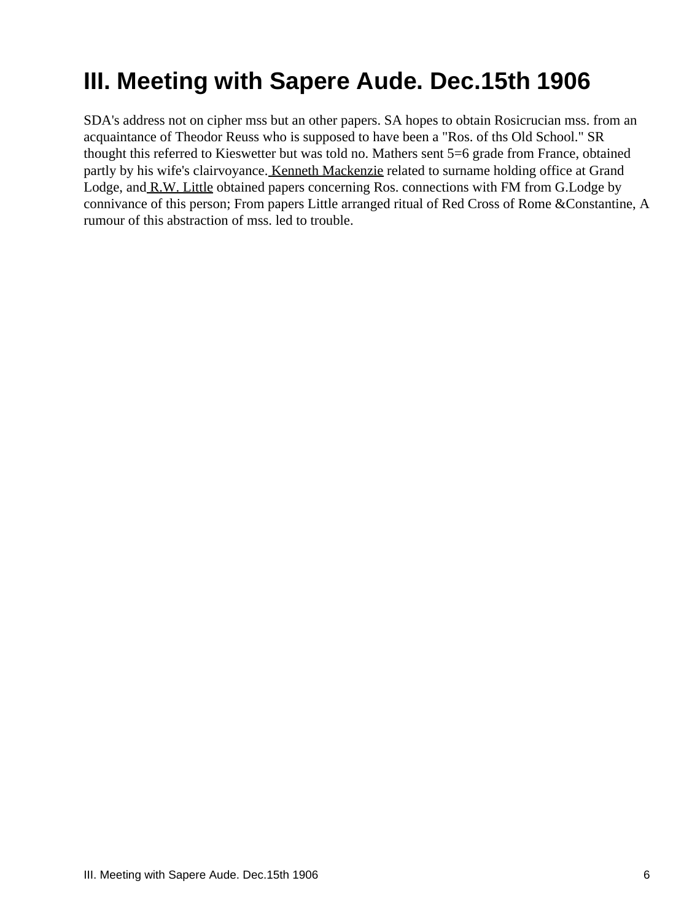# III. Meeting with Sapere Aude. Dec.15th 1906

SDA's address not on cipher mss but an other papers. SA hopes to obtain Rosicrucian mss. from an acquaintance of Theodor Reuss who is supposed to have been a "Ros. of ths Old School." SR thought this referred to Kieswetter but was told no. Mathers sent 5=6 grade from France, obtained partly by his wife's clairvoyance. Kenneth Mackenzie related to surname holding office at Grand Lodge, and R.W. Little obtained papers concerning Ros. connections with FM from G.Lodge by connivance of this person; From papers Little arranged ritual of Red Cross of Rome &Constantine, A rumour of this abstraction of mss. led to trouble.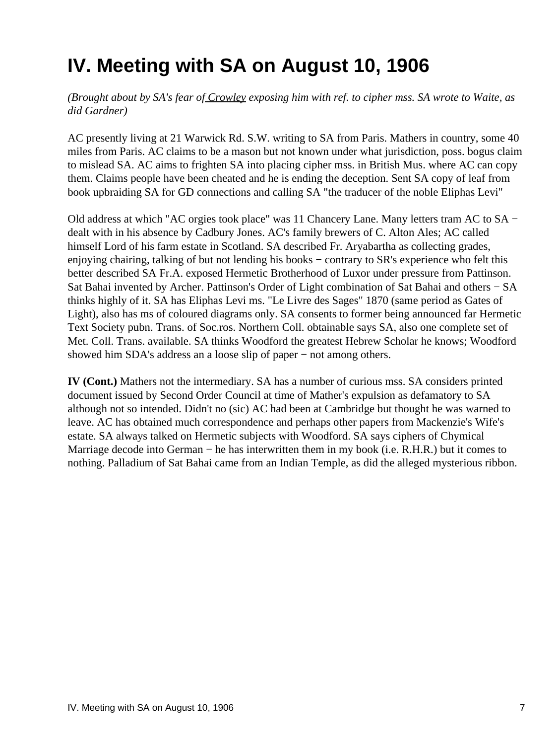# IV. Meeting with SA on August 10, 1906

*(Brought about by SA's fear of Crowley exposing him with ref. to cipher mss. SA wrote to Waite, as did Gardner)*

AC presently living at 21 Warwick Rd. S.W. writing to SA from Paris. Mathers in country, some 40 miles from Paris. AC claims to be a mason but not known under what jurisdiction, poss. bogus claim to mislead SA. AC aims to frighten SA into placing cipher mss. in British Mus. where AC can copy them. Claims people have been cheated and he is ending the deception. Sent SA copy of leaf from book upbraiding SA for GD connections and calling SA "the traducer of the noble Eliphas Levi"

Old address at which "AC orgies took place" was 11 Chancery Lane. Many letters tram AC to SA − dealt with in his absence by Cadbury Jones. AC's family brewers of C. Alton Ales; AC called himself Lord of his farm estate in Scotland. SA described Fr. Aryabartha as collecting grades, enjoying chairing, talking of but not lending his books − contrary to SR's experience who felt this better described SA Fr.A. exposed Hermetic Brotherhood of Luxor under pressure from Pattinson. Sat Bahai invented by Archer. Pattinson's Order of Light combination of Sat Bahai and others − SA thinks highly of it. SA has Eliphas Levi ms. "Le Livre des Sages" 1870 (same period as Gates of Light), also has ms of coloured diagrams only. SA consents to former being announced far Hermetic Text Society pubn. Trans. of Soc.ros. Northern Coll. obtainable says SA, also one complete set of Met. Coll. Trans. available. SA thinks Woodford the greatest Hebrew Scholar he knows; Woodford showed him SDA's address an a loose slip of paper − not among others.

**IV (Cont.)** Mathers not the intermediary. SA has a number of curious mss. SA considers printed document issued by Second Order Council at time of Mather's expulsion as defamatory to SA although not so intended. Didn't no (sic) AC had been at Cambridge but thought he was warned to leave. AC has obtained much correspondence and perhaps other papers from Mackenzie's Wife's estate. SA always talked on Hermetic subjects with Woodford. SA says ciphers of Chymical Marriage decode into German − he has interwritten them in my book (i.e. R.H.R.) but it comes to nothing. Palladium of Sat Bahai came from an Indian Temple, as did the alleged mysterious ribbon.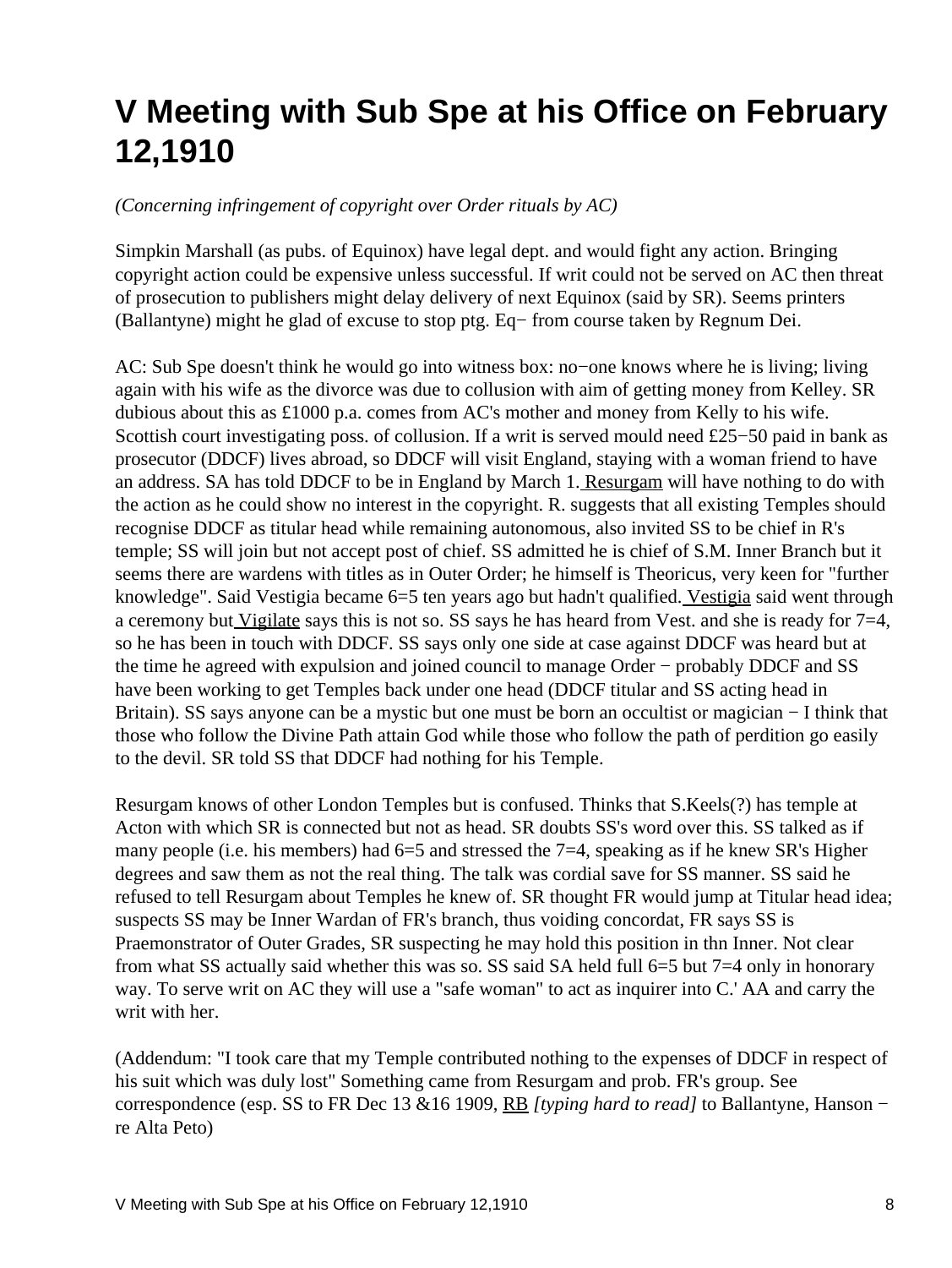# V Meeting with Sub Spe at his Office on February 12,1910

*(Concerning infringement of copyright over Order rituals by AC)*

Simpkin Marshall (as pubs. of Equinox) have legal dept. and would fight any action. Bringing copyright action could be expensive unless successful. If writ could not be served on AC then threat of prosecution to publishers might delay delivery of next Equinox (said by SR). Seems printers (Ballantyne) might he glad of excuse to stop ptg. Eq− from course taken by Regnum Dei.

AC: Sub Spe doesn't think he would go into witness box: no−one knows where he is living; living again with his wife as the divorce was due to collusion with aim of getting money from Kelley. SR dubious about this as £1000 p.a. comes from AC's mother and money from Kelly to his wife. Scottish court investigating poss. of collusion. If a writ is served mould need £25−50 paid in bank as prosecutor (DDCF) lives abroad, so DDCF will visit England, staying with a woman friend to have an address. SA has told DDCF to be in England by March 1. Resurgam will have nothing to do with the action as he could show no interest in the copyright. R. suggests that all existing Temples should recognise DDCF as titular head while remaining autonomous, also invited SS to be chief in R's temple; SS will join but not accept post of chief. SS admitted he is chief of S.M. Inner Branch but it seems there are wardens with titles as in Outer Order; he himself is Theoricus, very keen for "further knowledge". Said Vestigia became 6=5 ten years ago but hadn't qualified. Vestigia said went through a ceremony but Vigilate says this is not so. SS says he has heard from Vest. and she is ready for 7=4, so he has been in touch with DDCF. SS says only one side at case against DDCF was heard but at the time he agreed with expulsion and joined council to manage Order − probably DDCF and SS have been working to get Temples back under one head (DDCF titular and SS acting head in Britain). SS says anyone can be a mystic but one must be born an occultist or magician − I think that those who follow the Divine Path attain God while those who follow the path of perdition go easily to the devil. SR told SS that DDCF had nothing for his Temple.

Resurgam knows of other London Temples but is confused. Thinks that S.Keels(?) has temple at Acton with which SR is connected but not as head. SR doubts SS's word over this. SS talked as if many people (i.e. his members) had 6=5 and stressed the 7=4, speaking as if he knew SR's Higher degrees and saw them as not the real thing. The talk was cordial save for SS manner. SS said he refused to tell Resurgam about Temples he knew of. SR thought FR would jump at Titular head idea; suspects SS may be Inner Wardan of FR's branch, thus voiding concordat, FR says SS is Praemonstrator of Outer Grades, SR suspecting he may hold this position in thn Inner. Not clear from what SS actually said whether this was so. SS said SA held full 6=5 but 7=4 only in honorary way. To serve writ on AC they will use a "safe woman" to act as inquirer into C.' AA and carry the writ with her.

(Addendum: "I took care that my Temple contributed nothing to the expenses of DDCF in respect of his suit which was duly lost" Something came from Resurgam and prob. FR's group. See correspondence (esp. SS to FR Dec 13 &16 1909, RB *[typing hard to read]* to Ballantyne, Hanson − re Alta Peto)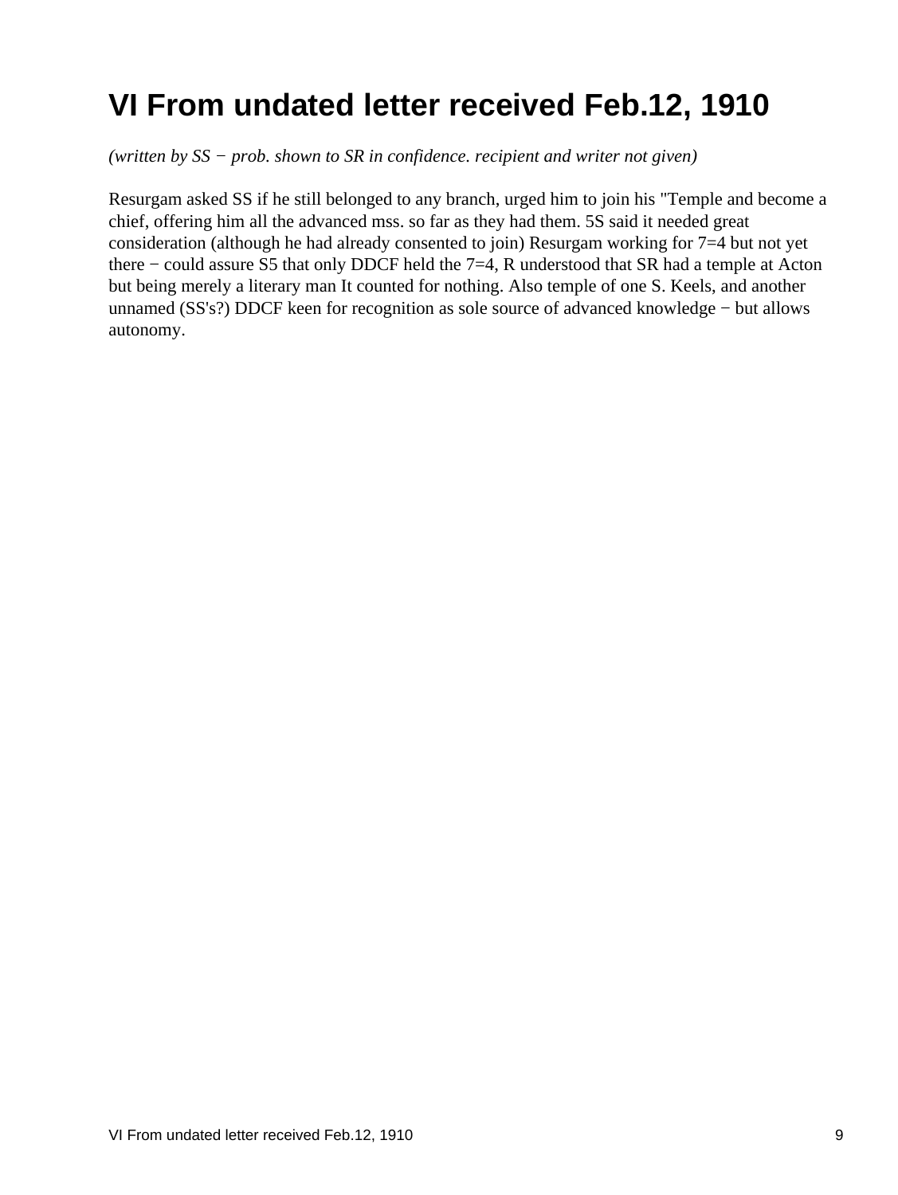# VI From undated letter received Feb.12, 1910

*(written by SS − prob. shown to SR in confidence. recipient and writer not given)*

Resurgam asked SS if he still belonged to any branch, urged him to join his "Temple and become a chief, offering him all the advanced mss. so far as they had them. 5S said it needed great consideration (although he had already consented to join) Resurgam working for 7=4 but not yet there − could assure S5 that only DDCF held the 7=4, R understood that SR had a temple at Acton but being merely a literary man It counted for nothing. Also temple of one S. Keels, and another unnamed (SS's?) DDCF keen for recognition as sole source of advanced knowledge − but allows autonomy.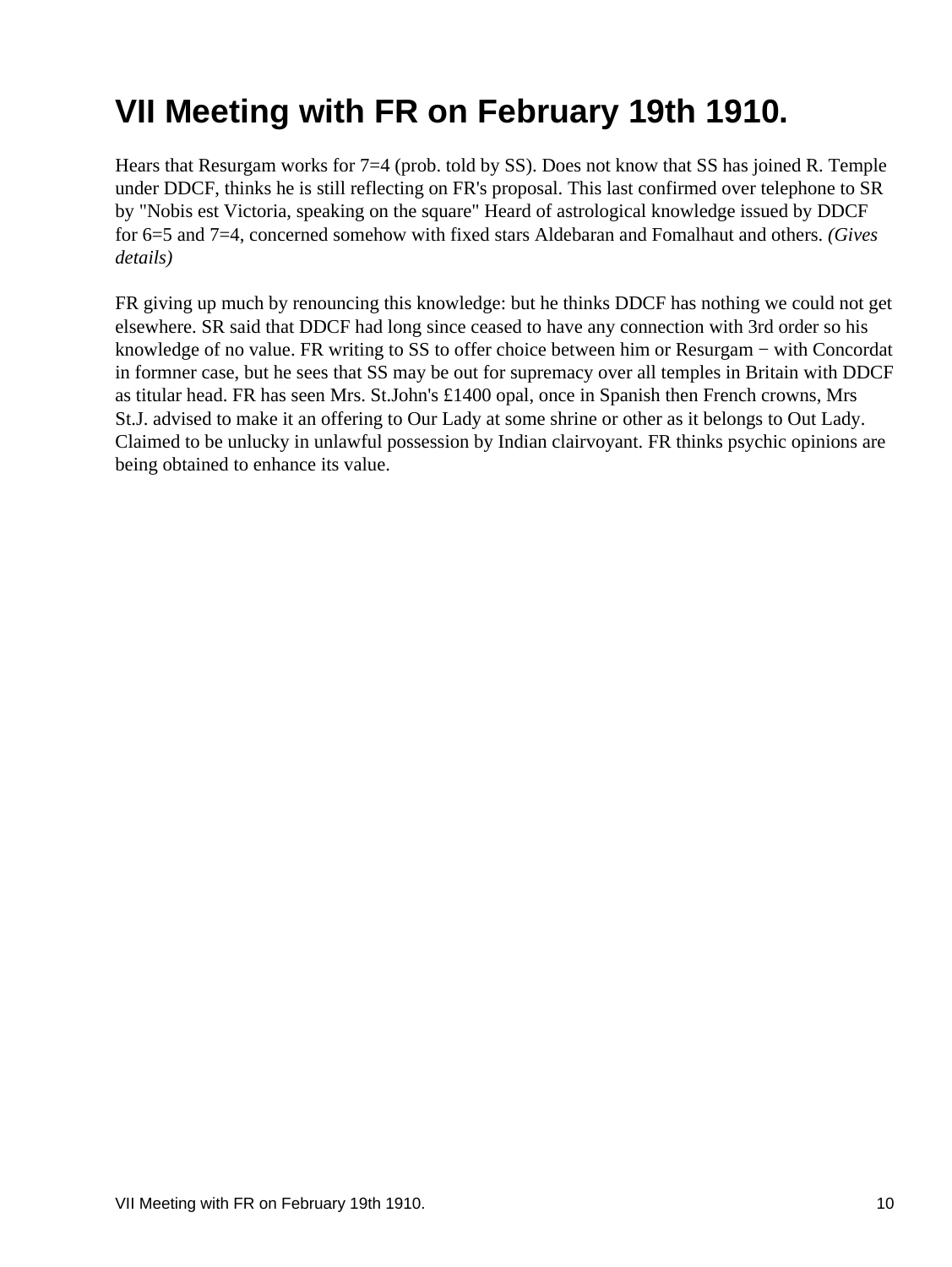# VII Meeting with FR on February 19th 1910.

Hears that Resurgam works for 7=4 (prob. told by SS). Does not know that SS has joined R. Temple under DDCF, thinks he is still reflecting on FR's proposal. This last confirmed over telephone to SR by "Nobis est Victoria, speaking on the square" Heard of astrological knowledge issued by DDCF for 6=5 and 7=4, concerned somehow with fixed stars Aldebaran and Fomalhaut and others. *(Gives details)*

FR giving up much by renouncing this knowledge: but he thinks DDCF has nothing we could not get elsewhere. SR said that DDCF had long since ceased to have any connection with 3rd order so his knowledge of no value. FR writing to SS to offer choice between him or Resurgam − with Concordat in formner case, but he sees that SS may be out for supremacy over all temples in Britain with DDCF as titular head. FR has seen Mrs. St.John's £1400 opal, once in Spanish then French crowns, Mrs St.J. advised to make it an offering to Our Lady at some shrine or other as it belongs to Out Lady. Claimed to be unlucky in unlawful possession by Indian clairvoyant. FR thinks psychic opinions are being obtained to enhance its value.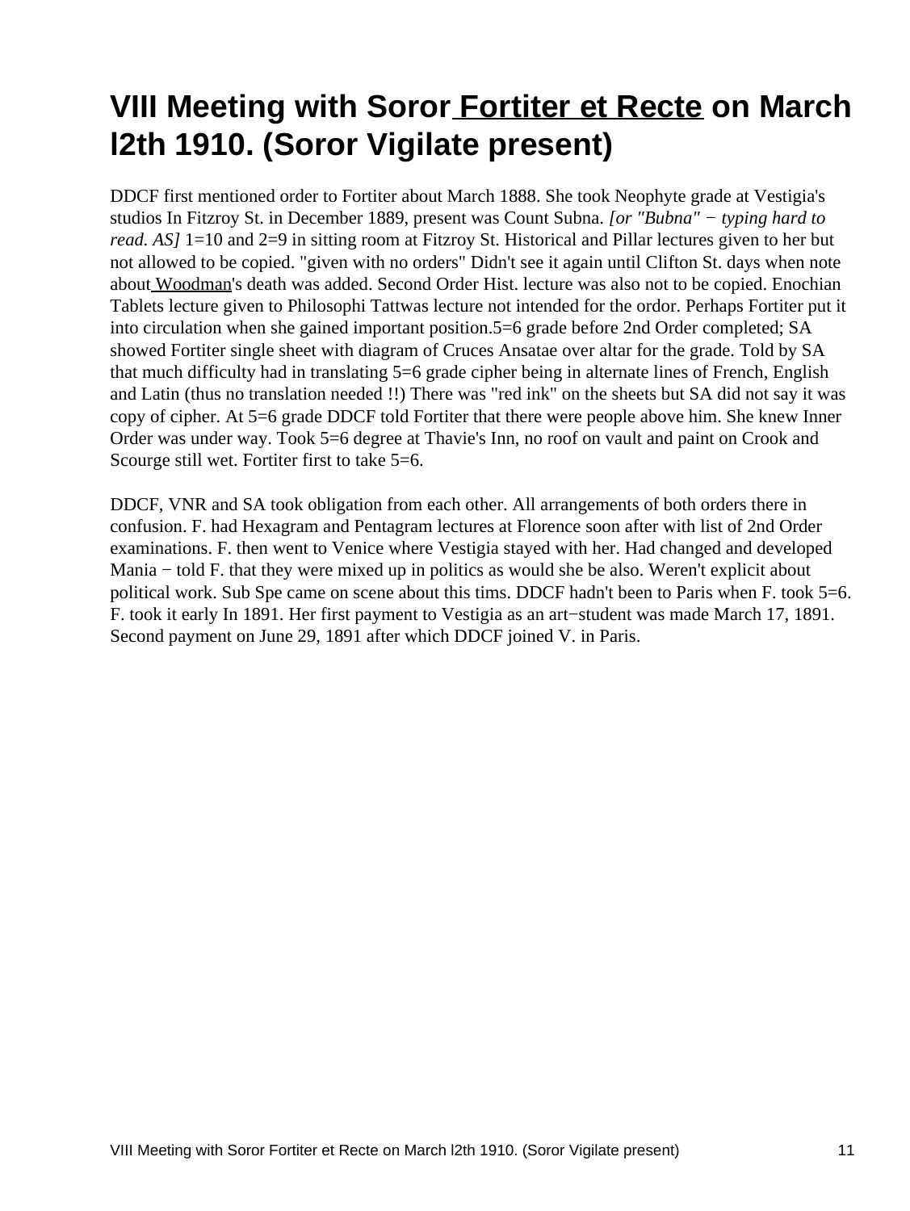# VIII Meeting with Soror Fortiter et Recte on March l2th 1910. (Soror Vigilate present)

DDCF first mentioned order to Fortiter about March 1888. She took Neophyte grade at Vestigia's studios In Fitzroy St. in December 1889, present was Count Subna. *[or "Bubna" − typing hard to read. AS]* 1=10 and 2=9 in sitting room at Fitzroy St. Historical and Pillar lectures given to her but not allowed to be copied. "given with no orders" Didn't see it again until Clifton St. days when note about Woodman's death was added. Second Order Hist. lecture was also not to be copied. Enochian Tablets lecture given to Philosophi Tattwas lecture not intended for the ordor. Perhaps Fortiter put it into circulation when she gained important position.5=6 grade before 2nd Order completed; SA showed Fortiter single sheet with diagram of Cruces Ansatae over altar for the grade. Told by SA that much difficulty had in translating 5=6 grade cipher being in alternate lines of French, English and Latin (thus no translation needed !!) There was "red ink" on the sheets but SA did not say it was copy of cipher. At 5=6 grade DDCF told Fortiter that there were people above him. She knew Inner Order was under way. Took 5=6 degree at Thavie's Inn, no roof on vault and paint on Crook and Scourge still wet. Fortiter first to take 5=6.

DDCF, VNR and SA took obligation from each other. All arrangements of both orders there in confusion. F. had Hexagram and Pentagram lectures at Florence soon after with list of 2nd Order examinations. F. then went to Venice where Vestigia stayed with her. Had changed and developed Mania − told F. that they were mixed up in politics as would she be also. Weren't explicit about political work. Sub Spe came on scene about this tims. DDCF hadn't been to Paris when F. took 5=6. F. took it early In 1891. Her first payment to Vestigia as an art−student was made March 17, 1891. Second payment on June 29, 1891 after which DDCF joined V. in Paris.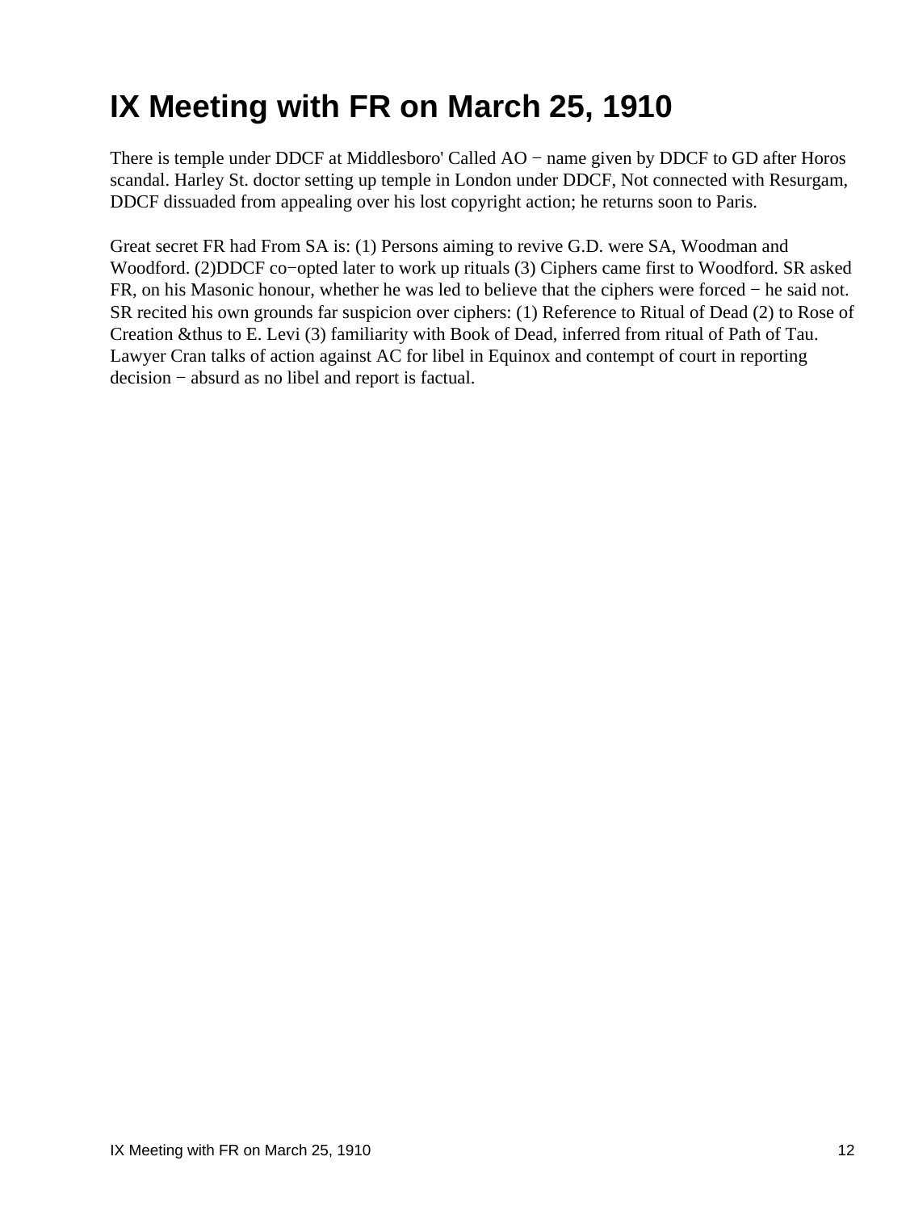# IX Meeting with FR on March 25, 1910

There is temple under DDCF at Middlesboro' Called AO − name given by DDCF to GD after Horos scandal. Harley St. doctor setting up temple in London under DDCF, Not connected with Resurgam, DDCF dissuaded from appealing over his lost copyright action; he returns soon to Paris.

Great secret FR had From SA is: (1) Persons aiming to revive G.D. were SA, Woodman and Woodford. (2)DDCF co−opted later to work up rituals (3) Ciphers came first to Woodford. SR asked FR, on his Masonic honour, whether he was led to believe that the ciphers were forced − he said not. SR recited his own grounds far suspicion over ciphers: (1) Reference to Ritual of Dead (2) to Rose of Creation &thus to E. Levi (3) familiarity with Book of Dead, inferred from ritual of Path of Tau. Lawyer Cran talks of action against AC for libel in Equinox and contempt of court in reporting decision − absurd as no libel and report is factual.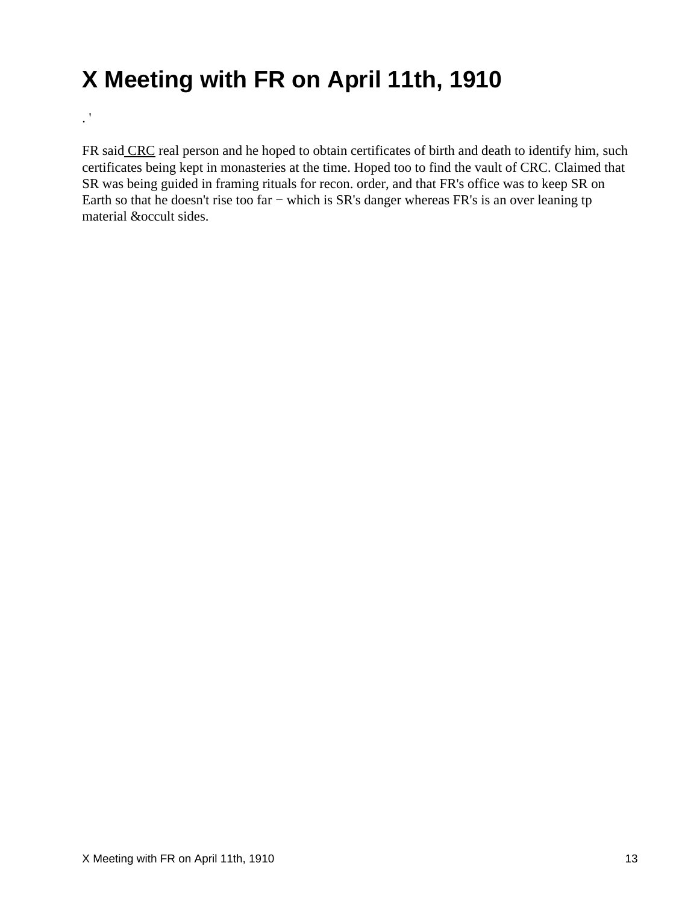# X Meeting with FR on April 11th, 1910

. '

FR said CRC real person and he hoped to obtain certificates of birth and death to identify him, such certificates being kept in monasteries at the time. Hoped too to find the vault of CRC. Claimed that SR was being guided in framing rituals for recon. order, and that FR's office was to keep SR on Earth so that he doesn't rise too far − which is SR's danger whereas FR's is an over leaning tp material &occult sides.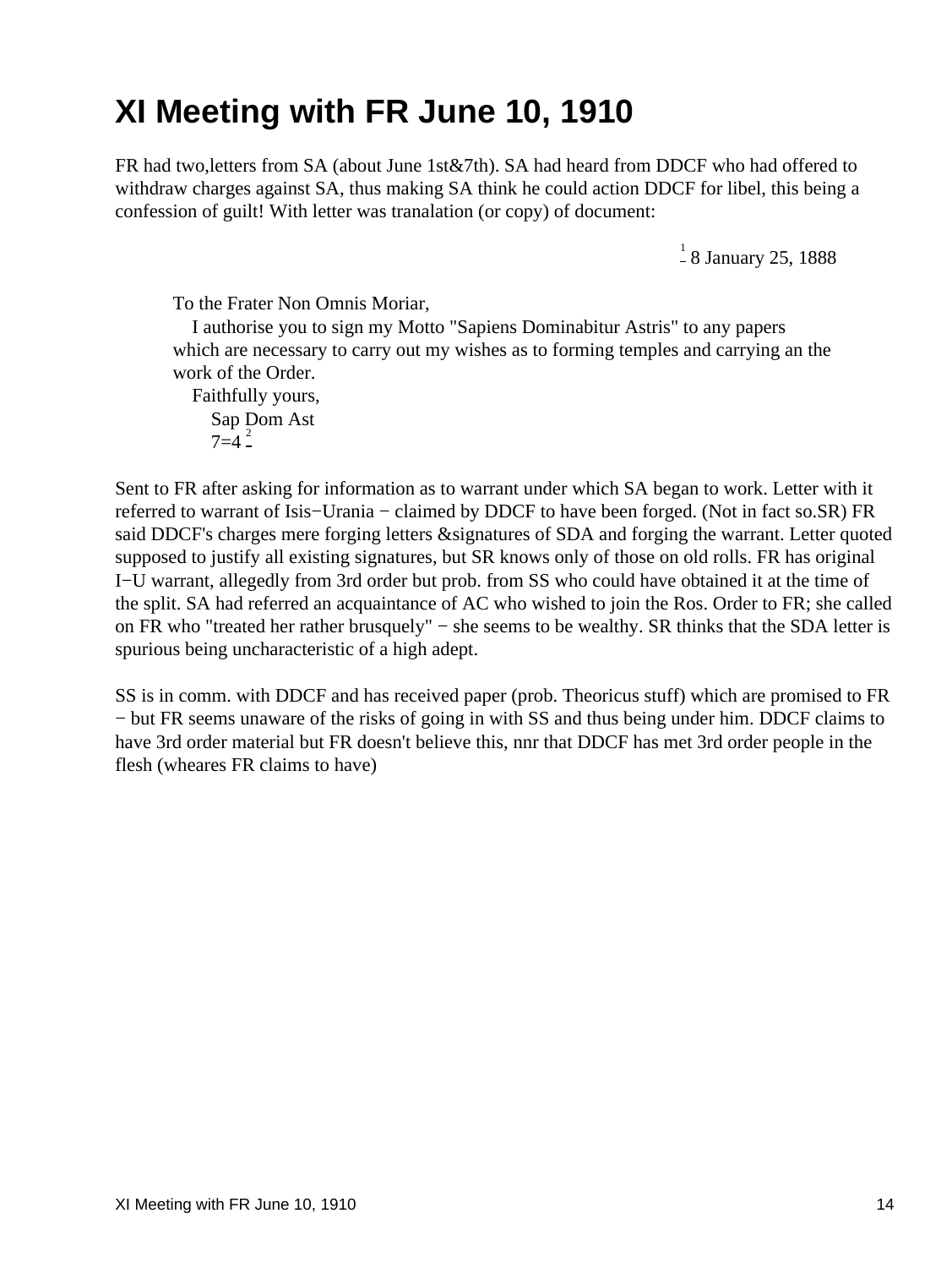# XI Meeting with FR June 10, 1910

FR had two,letters from SA (about June 1st&7th). SA had heard from DDCF who had offered to withdraw charges against SA, thus making SA think he could action DDCF for libel, this being a confession of guilt! With letter was tranalation (or copy) of document:

> [1] 8 January 25, 1888
>
> To the Frater Non Omnis Moriar,
> I authorise you to sign my Motto "Sapiens Dominabitur Astris" to any papers which are necessary to carry out my wishes as to forming temples and carrying an the work of the Order.
> Faithfully yours,
> Sap Dom Ast
> 7=4 [2]

Sent to FR after asking for information as to warrant under which SA began to work. Letter with it referred to warrant of Isis−Urania − claimed by DDCF to have been forged. (Not in fact so.SR) FR said DDCF's charges mere forging letters &signatures of SDA and forging the warrant. Letter quoted supposed to justify all existing signatures, but SR knows only of those on old rolls. FR has original I−U warrant, allegedly from 3rd order but prob. from SS who could have obtained it at the time of the split. SA had referred an acquaintance of AC who wished to join the Ros. Order to FR; she called on FR who "treated her rather brusquely" − she seems to be wealthy. SR thinks that the SDA letter is spurious being uncharacteristic of a high adept.

SS is in comm. with DDCF and has received paper (prob. Theoricus stuff) which are promised to FR − but FR seems unaware of the risks of going in with SS and thus being under him. DDCF claims to have 3rd order material but FR doesn't believe this, nnr that DDCF has met 3rd order people in the flesh (wheares FR claims to have)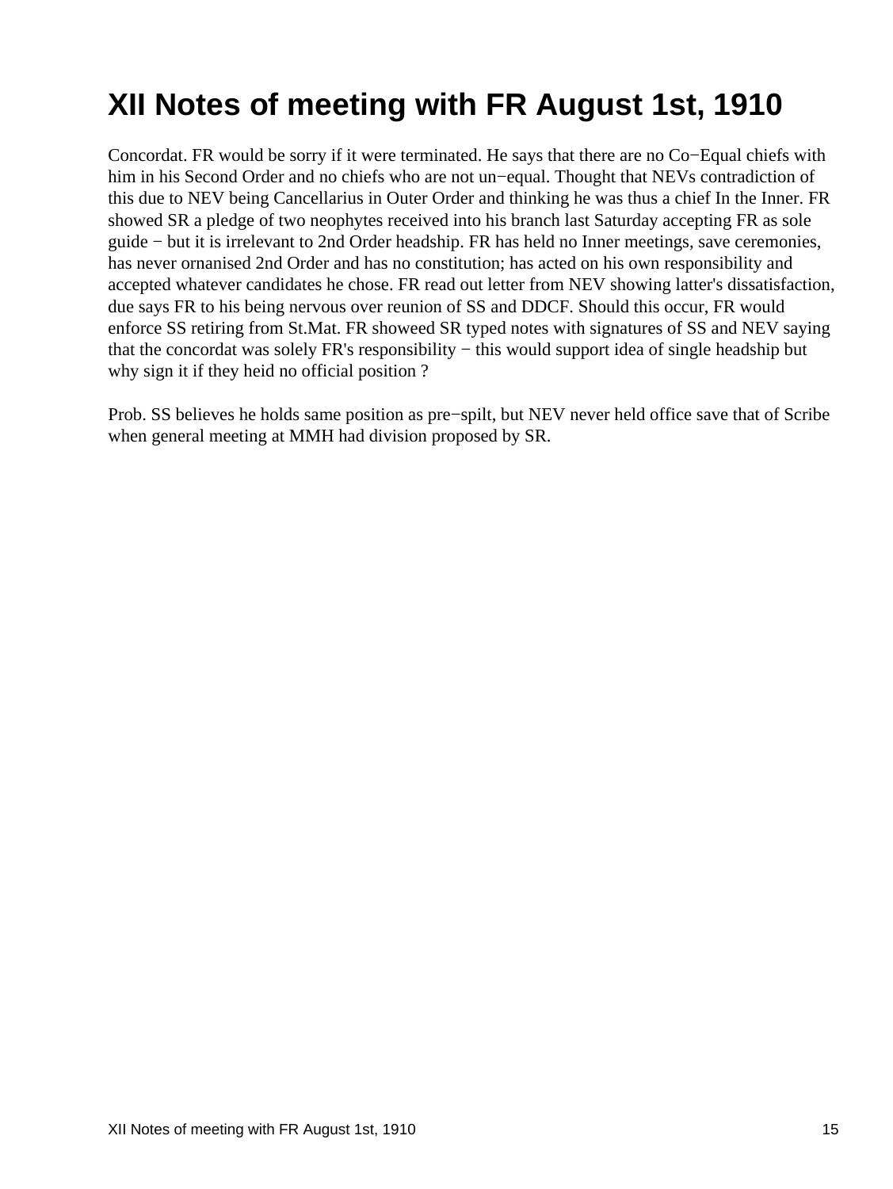# XII Notes of meeting with FR August 1st, 1910

Concordat. FR would be sorry if it were terminated. He says that there are no Co−Equal chiefs with him in his Second Order and no chiefs who are not un−equal. Thought that NEVs contradiction of this due to NEV being Cancellarius in Outer Order and thinking he was thus a chief In the Inner. FR showed SR a pledge of two neophytes received into his branch last Saturday accepting FR as sole guide − but it is irrelevant to 2nd Order headship. FR has held no Inner meetings, save ceremonies, has never ornanised 2nd Order and has no constitution; has acted on his own responsibility and accepted whatever candidates he chose. FR read out letter from NEV showing latter's dissatisfaction, due says FR to his being nervous over reunion of SS and DDCF. Should this occur, FR would enforce SS retiring from St.Mat. FR showeed SR typed notes with signatures of SS and NEV saying that the concordat was solely FR's responsibility − this would support idea of single headship but why sign it if they heid no official position ?

Prob. SS believes he holds same position as pre−spilt, but NEV never held office save that of Scribe when general meeting at MMH had division proposed by SR.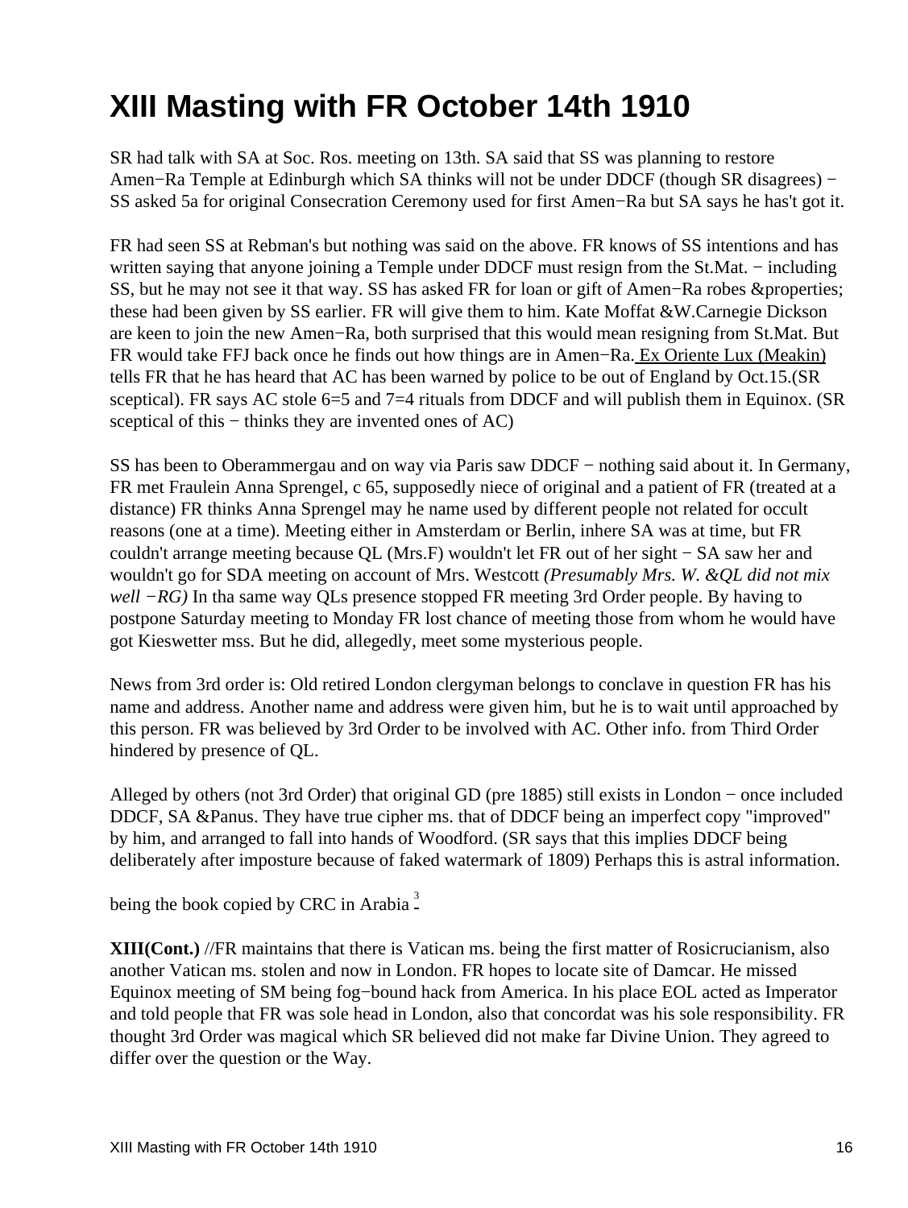# XIII Masting with FR October 14th 1910

SR had talk with SA at Soc. Ros. meeting on 13th. SA said that SS was planning to restore Amen−Ra Temple at Edinburgh which SA thinks will not be under DDCF (though SR disagrees) − SS asked 5a for original Consecration Ceremony used for first Amen−Ra but SA says he has't got it.

FR had seen SS at Rebman's but nothing was said on the above. FR knows of SS intentions and has written saying that anyone joining a Temple under DDCF must resign from the St.Mat. − including SS, but he may not see it that way. SS has asked FR for loan or gift of Amen−Ra robes &properties; these had been given by SS earlier. FR will give them to him. Kate Moffat &W.Carnegie Dickson are keen to join the new Amen−Ra, both surprised that this would mean resigning from St.Mat. But FR would take FFJ back once he finds out how things are in Amen−Ra. Ex Oriente Lux (Meakin) tells FR that he has heard that AC has been warned by police to be out of England by Oct.15.(SR sceptical). FR says AC stole 6=5 and 7=4 rituals from DDCF and will publish them in Equinox. (SR sceptical of this − thinks they are invented ones of AC)

SS has been to Oberammergau and on way via Paris saw DDCF − nothing said about it. In Germany, FR met Fraulein Anna Sprengel, c 65, supposedly niece of original and a patient of FR (treated at a distance) FR thinks Anna Sprengel may he name used by different people not related for occult reasons (one at a time). Meeting either in Amsterdam or Berlin, inhere SA was at time, but FR couldn't arrange meeting because QL (Mrs.F) wouldn't let FR out of her sight − SA saw her and wouldn't go for SDA meeting on account of Mrs. Westcott *(Presumably Mrs. W. &QL did not mix well −RG)* In tha same way QLs presence stopped FR meeting 3rd Order people. By having to postpone Saturday meeting to Monday FR lost chance of meeting those from whom he would have got Kieswetter mss. But he did, allegedly, meet some mysterious people.

News from 3rd order is: Old retired London clergyman belongs to conclave in question FR has his name and address. Another name and address were given him, but he is to wait until approached by this person. FR was believed by 3rd Order to be involved with AC. Other info. from Third Order hindered by presence of QL.

Alleged by others (not 3rd Order) that original GD (pre 1885) still exists in London − once included DDCF, SA &Panus. They have true cipher ms. that of DDCF being an imperfect copy "improved" by him, and arranged to fall into hands of Woodford. (SR says that this implies DDCF being deliberately after imposture because of faked watermark of 1809) Perhaps this is astral information.

being the book copied by CRC in Arabia [3]

**XIII(Cont.)** //FR maintains that there is Vatican ms. being the first matter of Rosicrucianism, also another Vatican ms. stolen and now in London. FR hopes to locate site of Damcar. He missed Equinox meeting of SM being fog−bound hack from America. In his place EOL acted as Imperator and told people that FR was sole head in London, also that concordat was his sole responsibility. FR thought 3rd Order was magical which SR believed did not make far Divine Union. They agreed to differ over the question or the Way.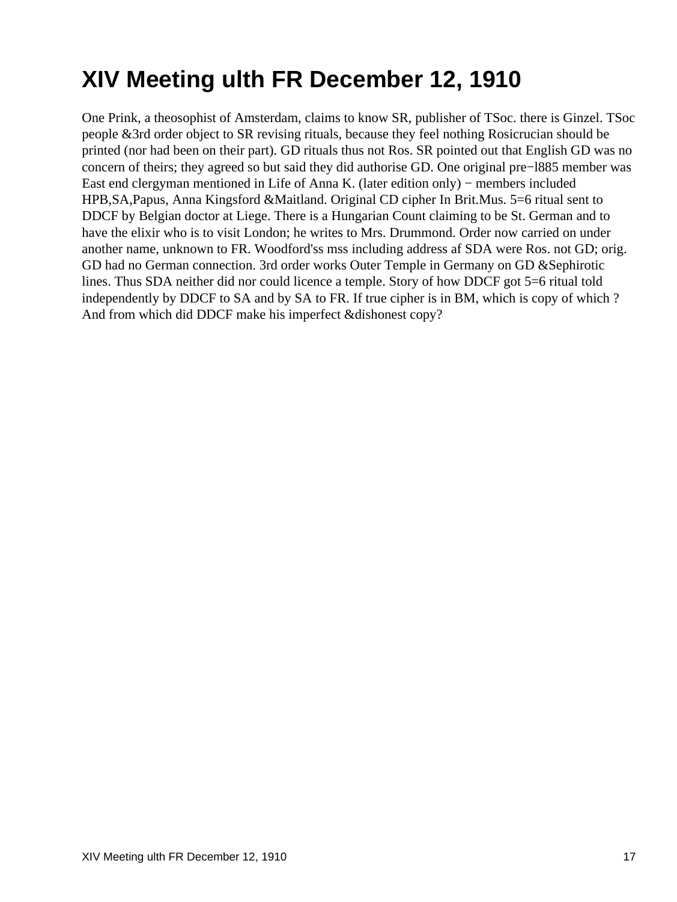# XIV Meeting ulth FR December 12, 1910

One Prink, a theosophist of Amsterdam, claims to know SR, publisher of TSoc. there is Ginzel. TSoc people &3rd order object to SR revising rituals, because they feel nothing Rosicrucian should be printed (nor had been on their part). GD rituals thus not Ros. SR pointed out that English GD was no concern of theirs; they agreed so but said they did authorise GD. One original pre−l885 member was East end clergyman mentioned in Life of Anna K. (later edition only) − members included HPB,SA,Papus, Anna Kingsford &Maitland. Original CD cipher In Brit.Mus. 5=6 ritual sent to DDCF by Belgian doctor at Liege. There is a Hungarian Count claiming to be St. German and to have the elixir who is to visit London; he writes to Mrs. Drummond. Order now carried on under another name, unknown to FR. Woodford'ss mss including address af SDA were Ros. not GD; orig. GD had no German connection. 3rd order works Outer Temple in Germany on GD &Sephirotic lines. Thus SDA neither did nor could licence a temple. Story of how DDCF got 5=6 ritual told independently by DDCF to SA and by SA to FR. If true cipher is in BM, which is copy of which ? And from which did DDCF make his imperfect &dishonest copy?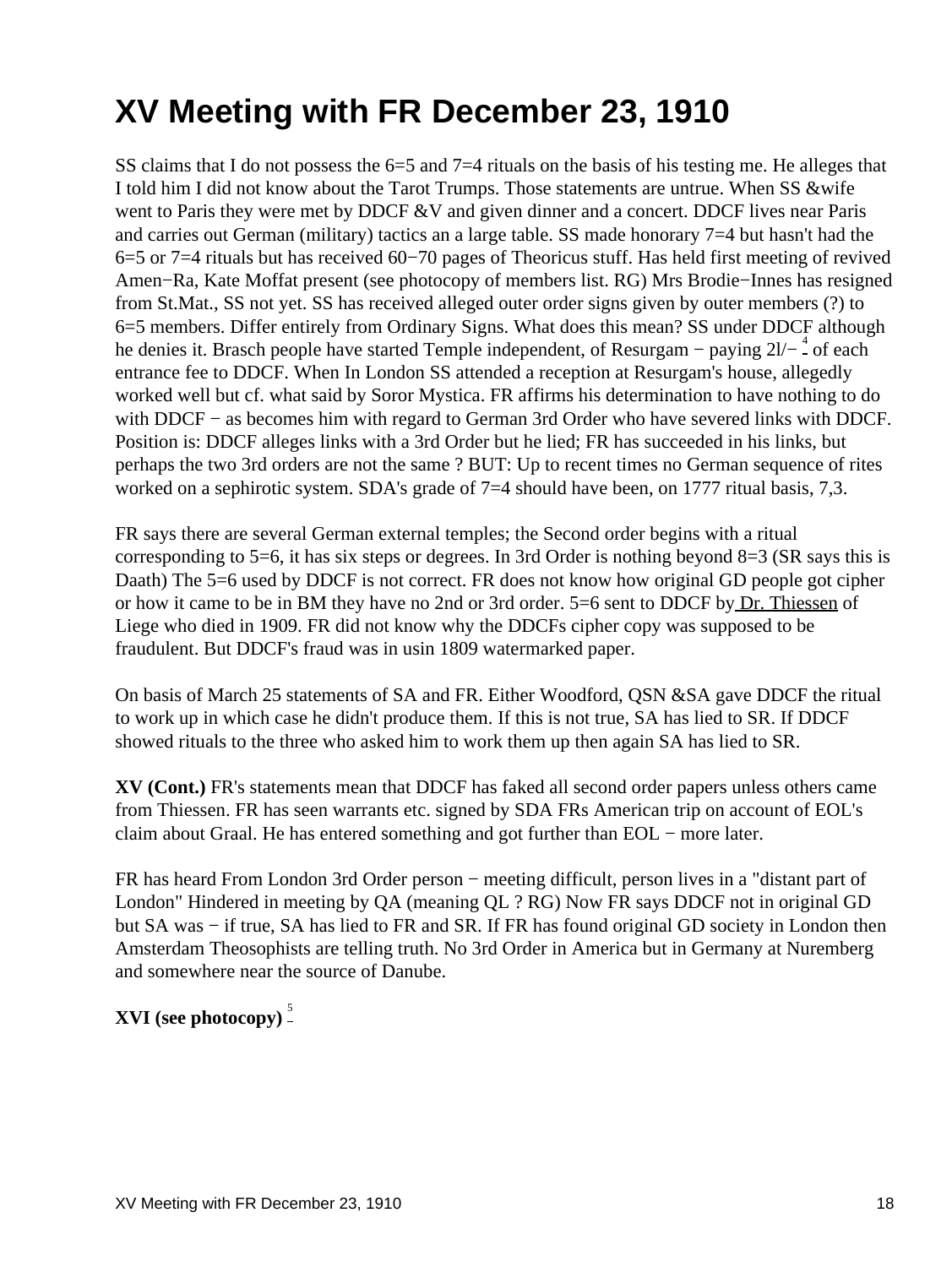# XV Meeting with FR December 23, 1910

SS claims that I do not possess the 6=5 and 7=4 rituals on the basis of his testing me. He alleges that I told him I did not know about the Tarot Trumps. Those statements are untrue. When SS &wife went to Paris they were met by DDCF &V and given dinner and a concert. DDCF lives near Paris and carries out German (military) tactics an a large table. SS made honorary 7=4 but hasn't had the 6=5 or 7=4 rituals but has received 60−70 pages of Theoricus stuff. Has held first meeting of revived Amen−Ra, Kate Moffat present (see photocopy of members list. RG) Mrs Brodie−Innes has resigned from St.Mat., SS not yet. SS has received alleged outer order signs given by outer members (?) to 6=5 members. Differ entirely from Ordinary Signs. What does this mean? SS under DDCF although he denies it. Brasch people have started Temple independent, of Resurgam − paying 2l/− [4] of each entrance fee to DDCF. When In London SS attended a reception at Resurgam's house, allegedly worked well but cf. what said by Soror Mystica. FR affirms his determination to have nothing to do with DDCF − as becomes him with regard to German 3rd Order who have severed links with DDCF. Position is: DDCF alleges links with a 3rd Order but he lied; FR has succeeded in his links, but perhaps the two 3rd orders are not the same ? BUT: Up to recent times no German sequence of rites worked on a sephirotic system. SDA's grade of 7=4 should have been, on 1777 ritual basis, 7,3.

FR says there are several German external temples; the Second order begins with a ritual corresponding to 5=6, it has six steps or degrees. In 3rd Order is nothing beyond 8=3 (SR says this is Daath) The 5=6 used by DDCF is not correct. FR does not know how original GD people got cipher or how it came to be in BM they have no 2nd or 3rd order. 5=6 sent to DDCF by Dr. Thiessen of Liege who died in 1909. FR did not know why the DDCFs cipher copy was supposed to be fraudulent. But DDCF's fraud was in usin 1809 watermarked paper.

On basis of March 25 statements of SA and FR. Either Woodford, QSN &SA gave DDCF the ritual to work up in which case he didn't produce them. If this is not true, SA has lied to SR. If DDCF showed rituals to the three who asked him to work them up then again SA has lied to SR.

**XV (Cont.)** FR's statements mean that DDCF has faked all second order papers unless others came from Thiessen. FR has seen warrants etc. signed by SDA FRs American trip on account of EOL's claim about Graal. He has entered something and got further than EOL − more later.

FR has heard From London 3rd Order person − meeting difficult, person lives in a "distant part of London" Hindered in meeting by QA (meaning QL ? RG) Now FR says DDCF not in original GD but SA was − if true, SA has lied to FR and SR. If FR has found original GD society in London then Amsterdam Theosophists are telling truth. No 3rd Order in America but in Germany at Nuremberg and somewhere near the source of Danube.

**XVI (see photocopy)** [5]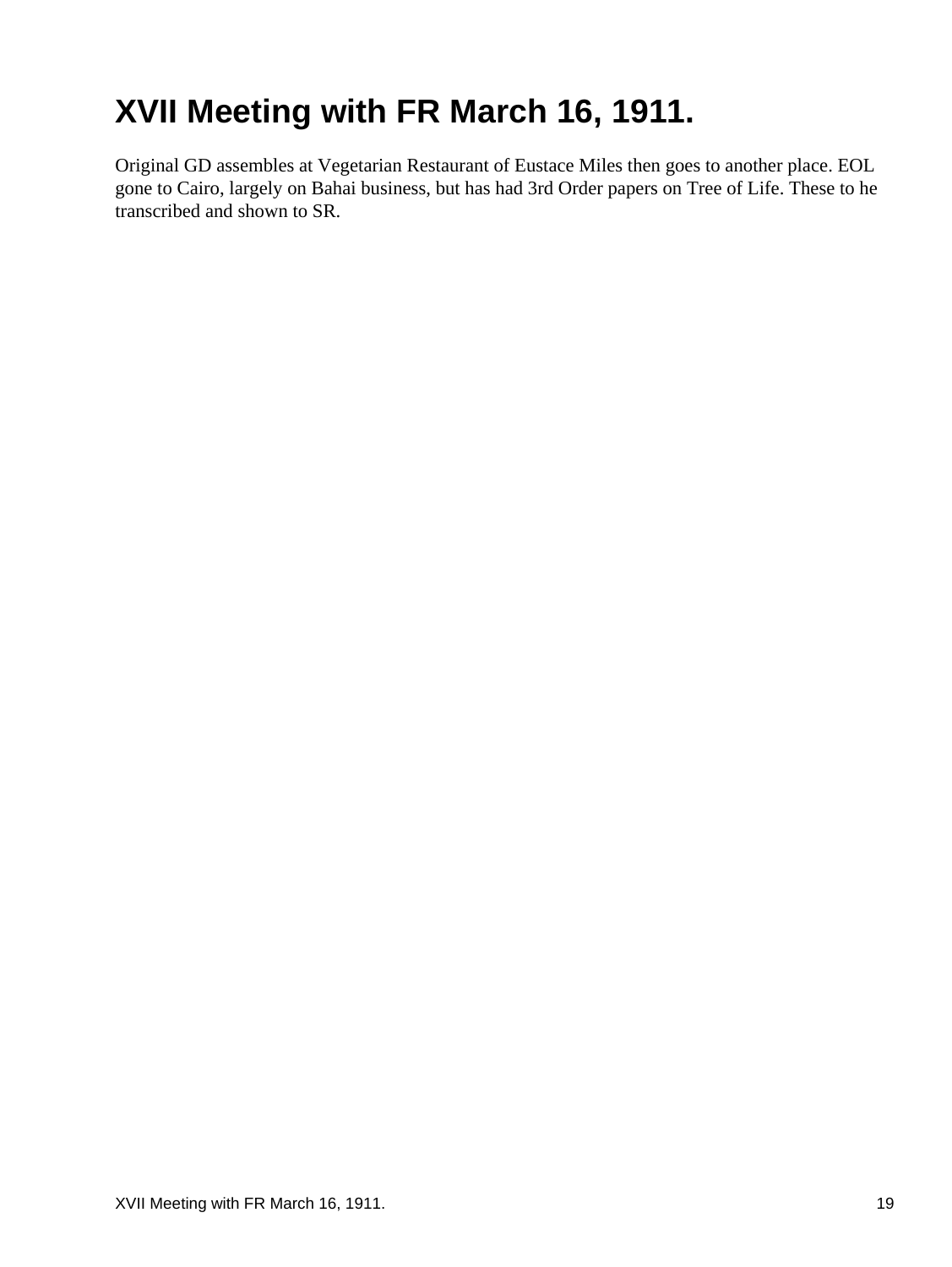# XVII Meeting with FR March 16, 1911.

Original GD assembles at Vegetarian Restaurant of Eustace Miles then goes to another place. EOL gone to Cairo, largely on Bahai business, but has had 3rd Order papers on Tree of Life. These to he transcribed and shown to SR.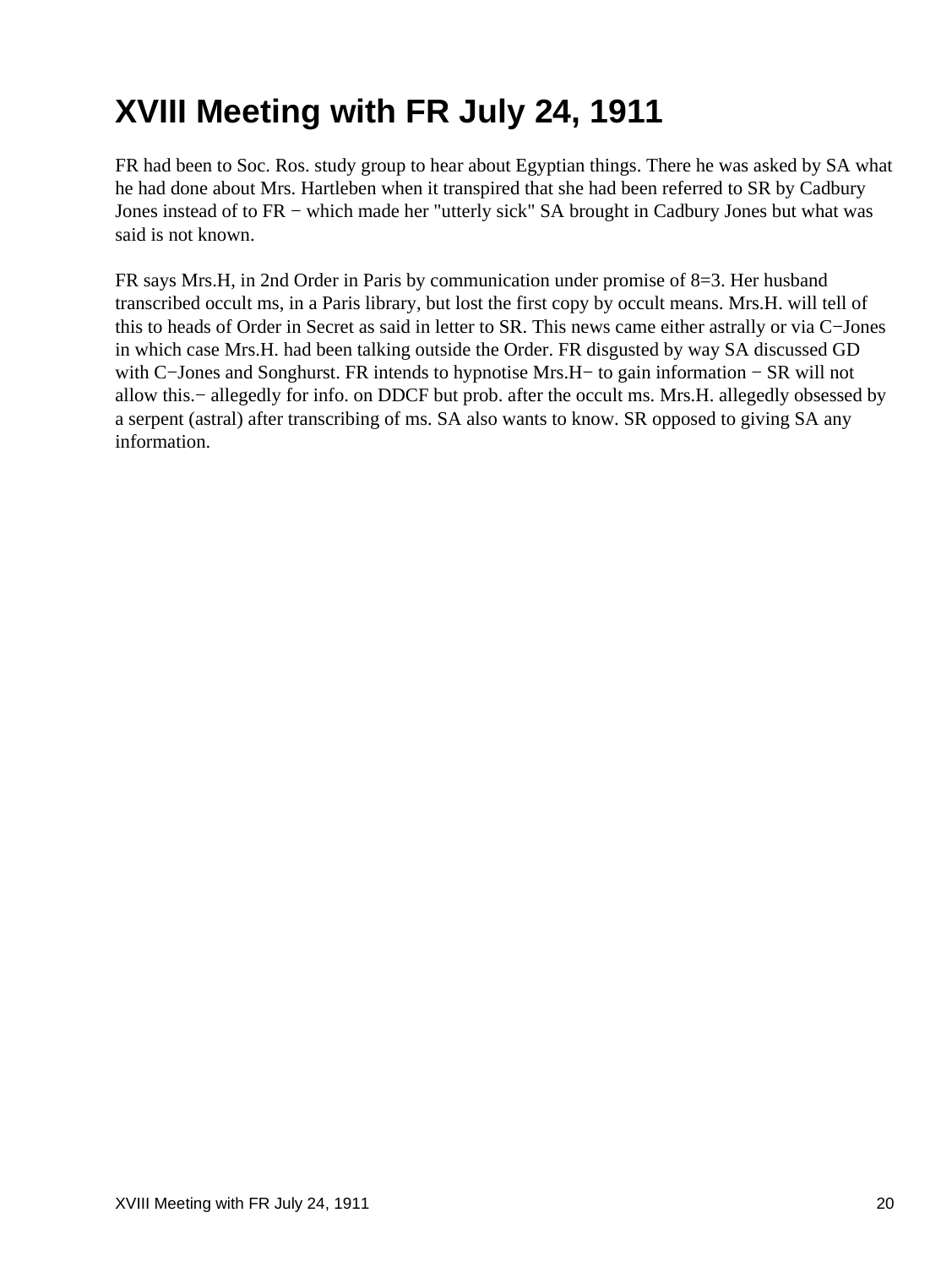# XVIII Meeting with FR July 24, 1911

FR had been to Soc. Ros. study group to hear about Egyptian things. There he was asked by SA what he had done about Mrs. Hartleben when it transpired that she had been referred to SR by Cadbury Jones instead of to FR − which made her "utterly sick" SA brought in Cadbury Jones but what was said is not known.

FR says Mrs.H, in 2nd Order in Paris by communication under promise of 8=3. Her husband transcribed occult ms, in a Paris library, but lost the first copy by occult means. Mrs.H. will tell of this to heads of Order in Secret as said in letter to SR. This news came either astrally or via C−Jones in which case Mrs.H. had been talking outside the Order. FR disgusted by way SA discussed GD with C−Jones and Songhurst. FR intends to hypnotise Mrs.H− to gain information − SR will not allow this.− allegedly for info. on DDCF but prob. after the occult ms. Mrs.H. allegedly obsessed by a serpent (astral) after transcribing of ms. SA also wants to know. SR opposed to giving SA any information.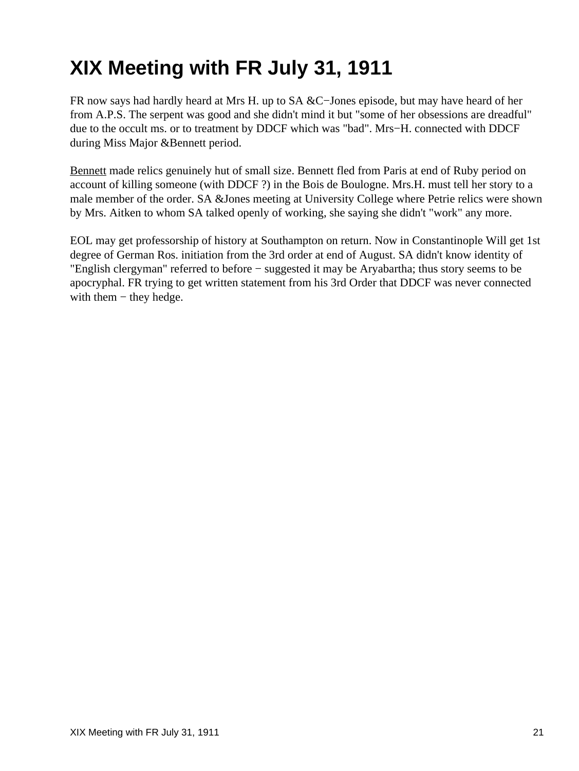# XIX Meeting with FR July 31, 1911

FR now says had hardly heard at Mrs H. up to SA &C−Jones episode, but may have heard of her from A.P.S. The serpent was good and she didn't mind it but "some of her obsessions are dreadful" due to the occult ms. or to treatment by DDCF which was "bad". Mrs−H. connected with DDCF during Miss Major &Bennett period.

Bennett made relics genuinely hut of small size. Bennett fled from Paris at end of Ruby period on account of killing someone (with DDCF ?) in the Bois de Boulogne. Mrs.H. must tell her story to a male member of the order. SA &Jones meeting at University College where Petrie relics were shown by Mrs. Aitken to whom SA talked openly of working, she saying she didn't "work" any more.

EOL may get professorship of history at Southampton on return. Now in Constantinople Will get 1st degree of German Ros. initiation from the 3rd order at end of August. SA didn't know identity of "English clergyman" referred to before − suggested it may be Aryabartha; thus story seems to be apocryphal. FR trying to get written statement from his 3rd Order that DDCF was never connected with them − they hedge.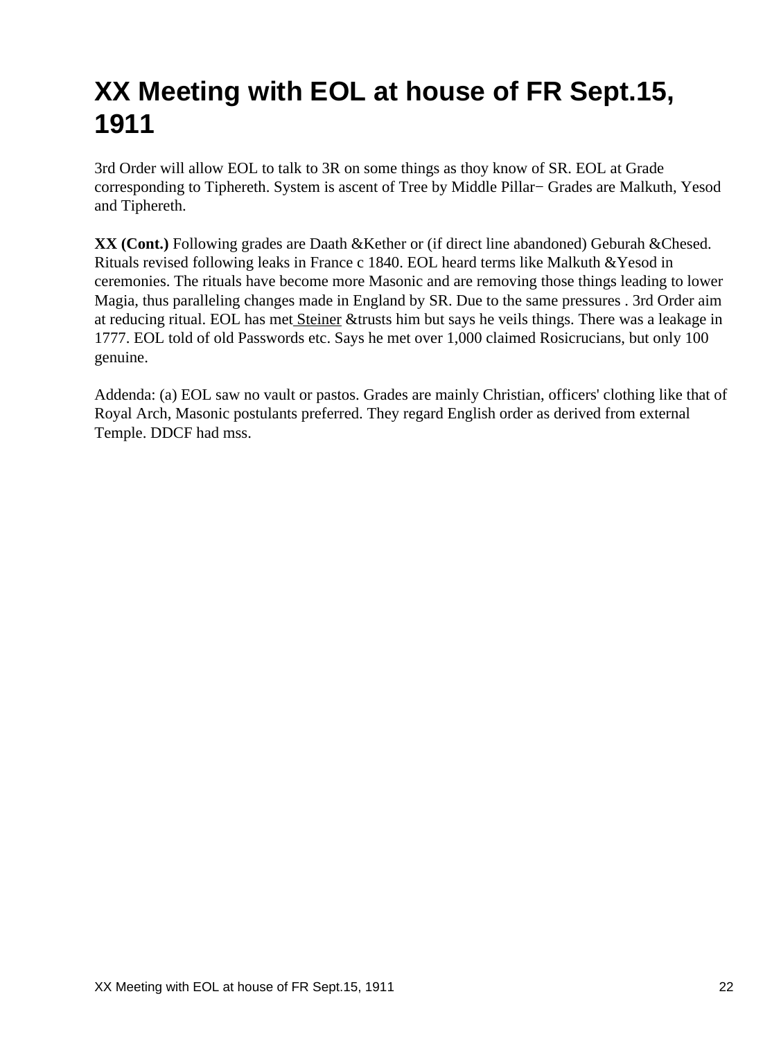# XX Meeting with EOL at house of FR Sept.15, 1911

3rd Order will allow EOL to talk to 3R on some things as thoy know of SR. EOL at Grade corresponding to Tiphereth. System is ascent of Tree by Middle Pillar− Grades are Malkuth, Yesod and Tiphereth.

**XX (Cont.)** Following grades are Daath &Kether or (if direct line abandoned) Geburah &Chesed. Rituals revised following leaks in France c 1840. EOL heard terms like Malkuth &Yesod in ceremonies. The rituals have become more Masonic and are removing those things leading to lower Magia, thus paralleling changes made in England by SR. Due to the same pressures . 3rd Order aim at reducing ritual. EOL has met Steiner &trusts him but says he veils things. There was a leakage in 1777. EOL told of old Passwords etc. Says he met over 1,000 claimed Rosicrucians, but only 100 genuine.

Addenda: (a) EOL saw no vault or pastos. Grades are mainly Christian, officers' clothing like that of Royal Arch, Masonic postulants preferred. They regard English order as derived from external Temple. DDCF had mss.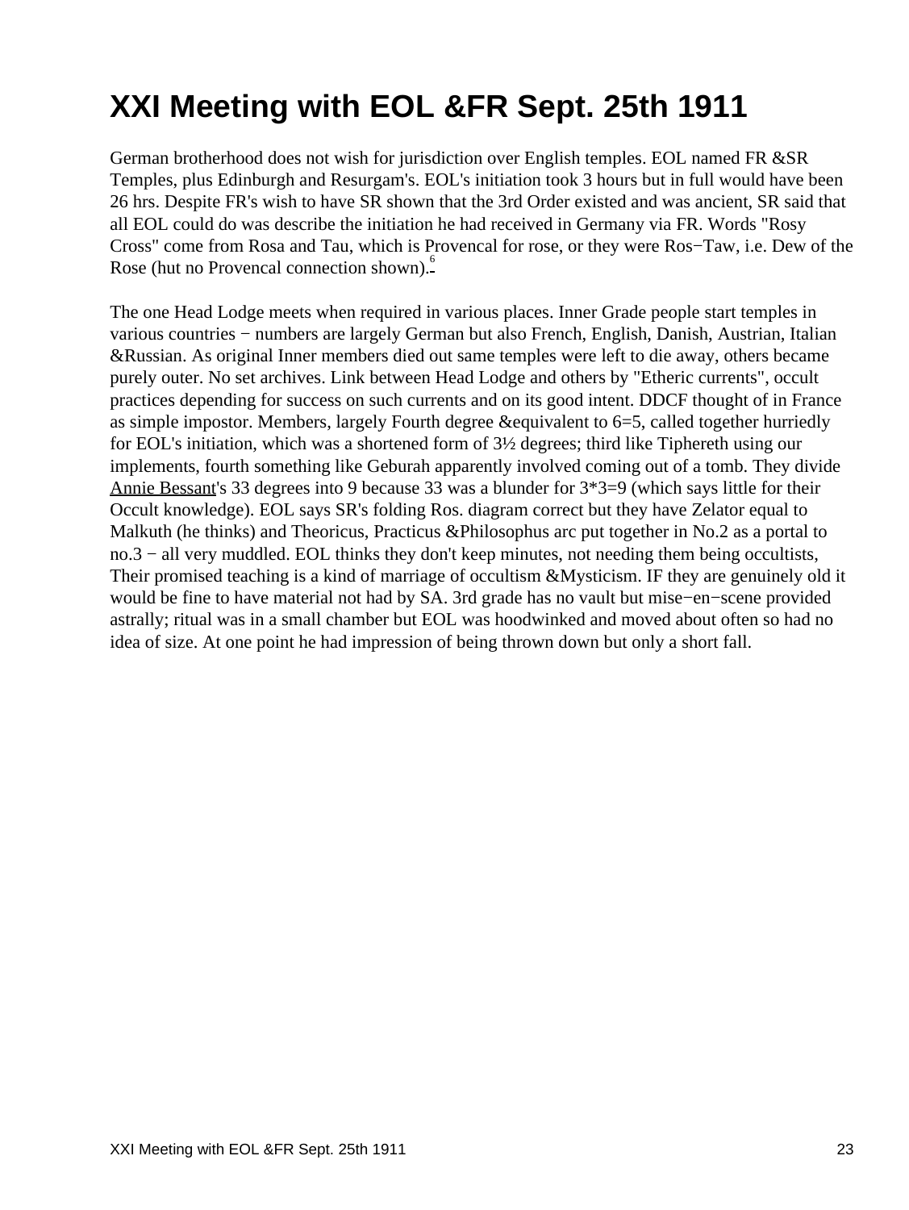# XXI Meeting with EOL &FR Sept. 25th 1911

German brotherhood does not wish for jurisdiction over English temples. EOL named FR &SR Temples, plus Edinburgh and Resurgam's. EOL's initiation took 3 hours but in full would have been 26 hrs. Despite FR's wish to have SR shown that the 3rd Order existed and was ancient, SR said that all EOL could do was describe the initiation he had received in Germany via FR. Words "Rosy Cross" come from Rosa and Tau, which is Provencal for rose, or they were Ros−Taw, i.e. Dew of the Rose (hut no Provencal connection shown).[6]

The one Head Lodge meets when required in various places. Inner Grade people start temples in various countries − numbers are largely German but also French, English, Danish, Austrian, Italian &Russian. As original Inner members died out same temples were left to die away, others became purely outer. No set archives. Link between Head Lodge and others by "Etheric currents", occult practices depending for success on such currents and on its good intent. DDCF thought of in France as simple impostor. Members, largely Fourth degree &equivalent to 6=5, called together hurriedly for EOL's initiation, which was a shortened form of 3½ degrees; third like Tiphereth using our implements, fourth something like Geburah apparently involved coming out of a tomb. They divide Annie Bessant's 33 degrees into 9 because 33 was a blunder for 3*3=9 (which says little for their Occult knowledge). EOL says SR's folding Ros. diagram correct but they have Zelator equal to Malkuth (he thinks) and Theoricus, Practicus &Philosophus arc put together in No.2 as a portal to no.3 − all very muddled. EOL thinks they don't keep minutes, not needing them being occultists, Their promised teaching is a kind of marriage of occultism &Mysticism. IF they are genuinely old it would be fine to have material not had by SA. 3rd grade has no vault but mise−en−scene provided astrally; ritual was in a small chamber but EOL was hoodwinked and moved about often so had no idea of size. At one point he had impression of being thrown down but only a short fall.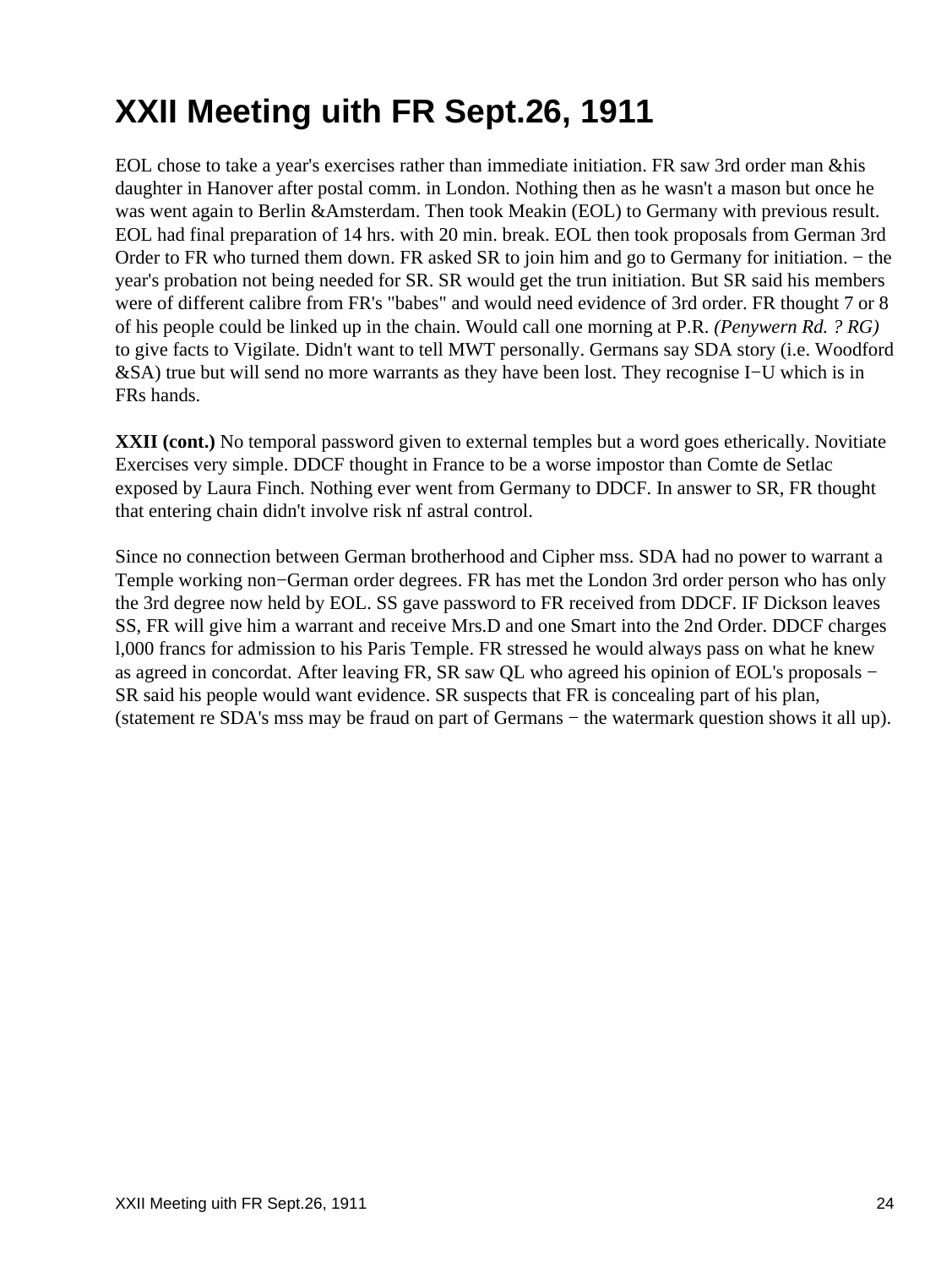# XXII Meeting uith FR Sept.26, 1911

EOL chose to take a year's exercises rather than immediate initiation. FR saw 3rd order man &his daughter in Hanover after postal comm. in London. Nothing then as he wasn't a mason but once he was went again to Berlin &Amsterdam. Then took Meakin (EOL) to Germany with previous result. EOL had final preparation of 14 hrs. with 20 min. break. EOL then took proposals from German 3rd Order to FR who turned them down. FR asked SR to join him and go to Germany for initiation. − the year's probation not being needed for SR. SR would get the trun initiation. But SR said his members were of different calibre from FR's "babes" and would need evidence of 3rd order. FR thought 7 or 8 of his people could be linked up in the chain. Would call one morning at P.R. *(Penywern Rd. ? RG)* to give facts to Vigilate. Didn't want to tell MWT personally. Germans say SDA story (i.e. Woodford &SA) true but will send no more warrants as they have been lost. They recognise I−U which is in FRs hands.

**XXII (cont.)** No temporal password given to external temples but a word goes etherically. Novitiate Exercises very simple. DDCF thought in France to be a worse impostor than Comte de Setlac exposed by Laura Finch. Nothing ever went from Germany to DDCF. In answer to SR, FR thought that entering chain didn't involve risk nf astral control.

Since no connection between German brotherhood and Cipher mss. SDA had no power to warrant a Temple working non−German order degrees. FR has met the London 3rd order person who has only the 3rd degree now held by EOL. SS gave password to FR received from DDCF. IF Dickson leaves SS, FR will give him a warrant and receive Mrs.D and one Smart into the 2nd Order. DDCF charges l,000 francs for admission to his Paris Temple. FR stressed he would always pass on what he knew as agreed in concordat. After leaving FR, SR saw QL who agreed his opinion of EOL's proposals − SR said his people would want evidence. SR suspects that FR is concealing part of his plan, (statement re SDA's mss may be fraud on part of Germans − the watermark question shows it all up).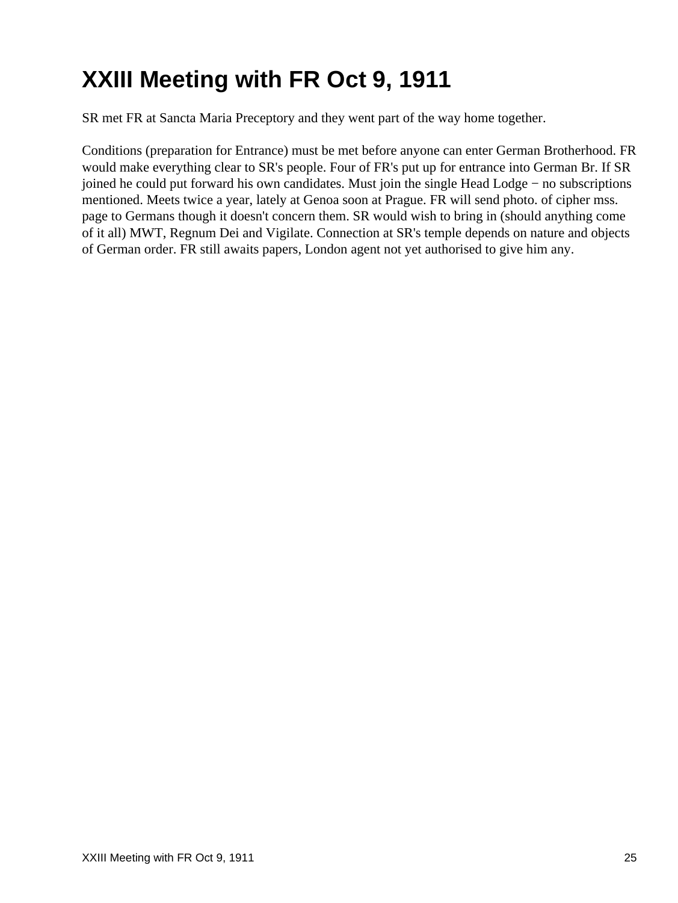# XXIII Meeting with FR Oct 9, 1911

SR met FR at Sancta Maria Preceptory and they went part of the way home together.

Conditions (preparation for Entrance) must be met before anyone can enter German Brotherhood. FR would make everything clear to SR's people. Four of FR's put up for entrance into German Br. If SR joined he could put forward his own candidates. Must join the single Head Lodge − no subscriptions mentioned. Meets twice a year, lately at Genoa soon at Prague. FR will send photo. of cipher mss. page to Germans though it doesn't concern them. SR would wish to bring in (should anything come of it all) MWT, Regnum Dei and Vigilate. Connection at SR's temple depends on nature and objects of German order. FR still awaits papers, London agent not yet authorised to give him any.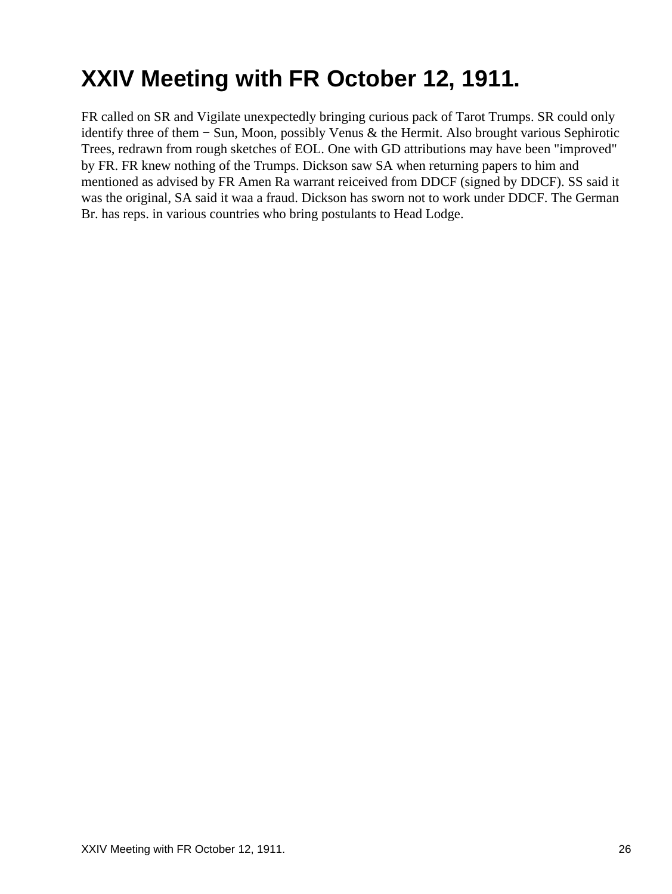# XXIV Meeting with FR October 12, 1911.

FR called on SR and Vigilate unexpectedly bringing curious pack of Tarot Trumps. SR could only identify three of them − Sun, Moon, possibly Venus & the Hermit. Also brought various Sephirotic Trees, redrawn from rough sketches of EOL. One with GD attributions may have been "improved" by FR. FR knew nothing of the Trumps. Dickson saw SA when returning papers to him and mentioned as advised by FR Amen Ra warrant reiceived from DDCF (signed by DDCF). SS said it was the original, SA said it waa a fraud. Dickson has sworn not to work under DDCF. The German Br. has reps. in various countries who bring postulants to Head Lodge.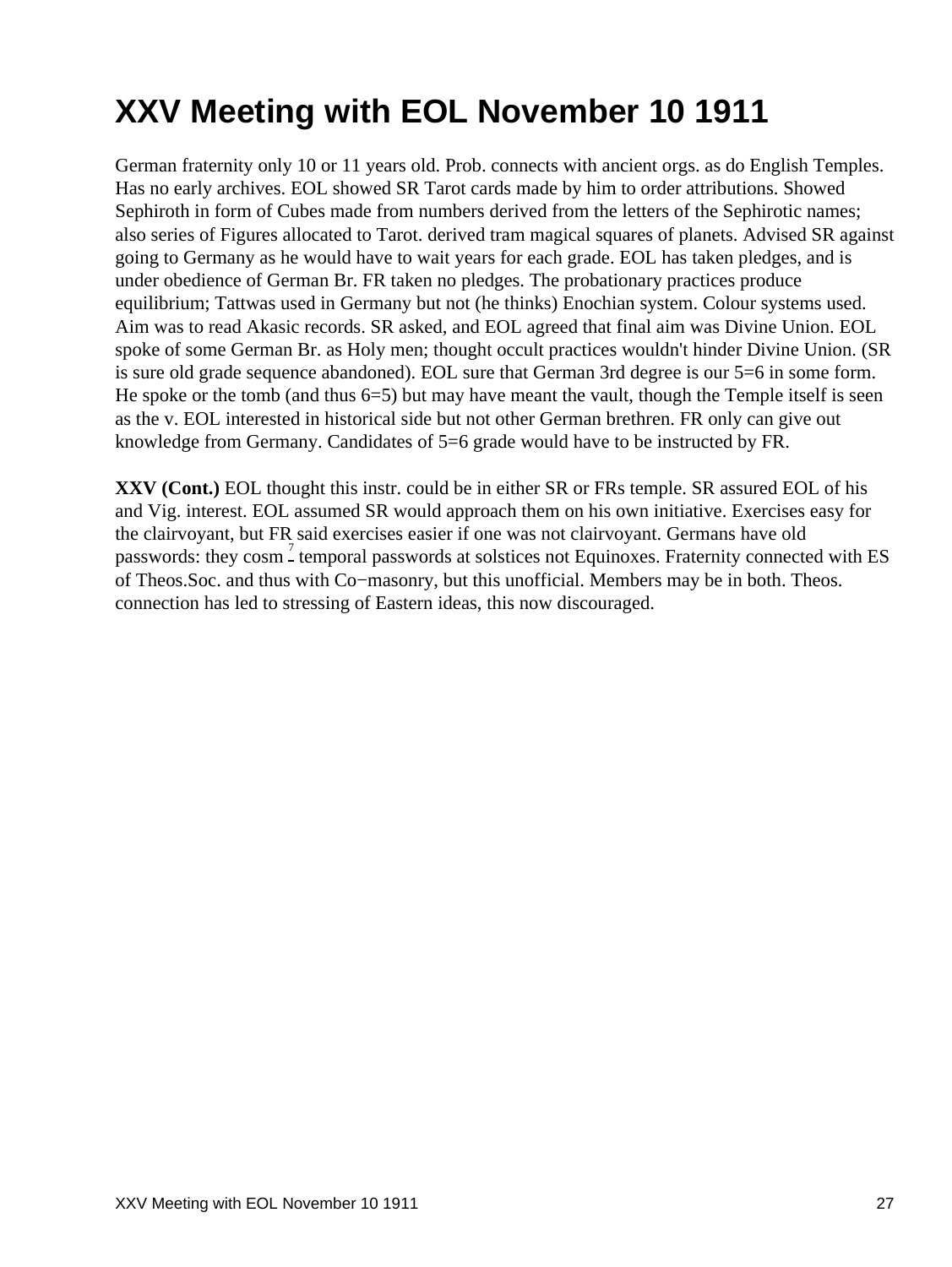# XXV Meeting with EOL November 10 1911

German fraternity only 10 or 11 years old. Prob. connects with ancient orgs. as do English Temples. Has no early archives. EOL showed SR Tarot cards made by him to order attributions. Showed Sephiroth in form of Cubes made from numbers derived from the letters of the Sephirotic names; also series of Figures allocated to Tarot. derived tram magical squares of planets. Advised SR against going to Germany as he would have to wait years for each grade. EOL has taken pledges, and is under obedience of German Br. FR taken no pledges. The probationary practices produce equilibrium; Tattwas used in Germany but not (he thinks) Enochian system. Colour systems used. Aim was to read Akasic records. SR asked, and EOL agreed that final aim was Divine Union. EOL spoke of some German Br. as Holy men; thought occult practices wouldn't hinder Divine Union. (SR is sure old grade sequence abandoned). EOL sure that German 3rd degree is our 5=6 in some form. He spoke or the tomb (and thus 6=5) but may have meant the vault, though the Temple itself is seen as the v. EOL interested in historical side but not other German brethren. FR only can give out knowledge from Germany. Candidates of 5=6 grade would have to be instructed by FR.

**XXV (Cont.)** EOL thought this instr. could be in either SR or FRs temple. SR assured EOL of his and Vig. interest. EOL assumed SR would approach them on his own initiative. Exercises easy for the clairvoyant, but FR said exercises easier if one was not clairvoyant. Germans have old passwords: they cosm[7] temporal passwords at solstices not Equinoxes. Fraternity connected with ES of Theos.Soc. and thus with Co−masonry, but this unofficial. Members may be in both. Theos. connection has led to stressing of Eastern ideas, this now discouraged.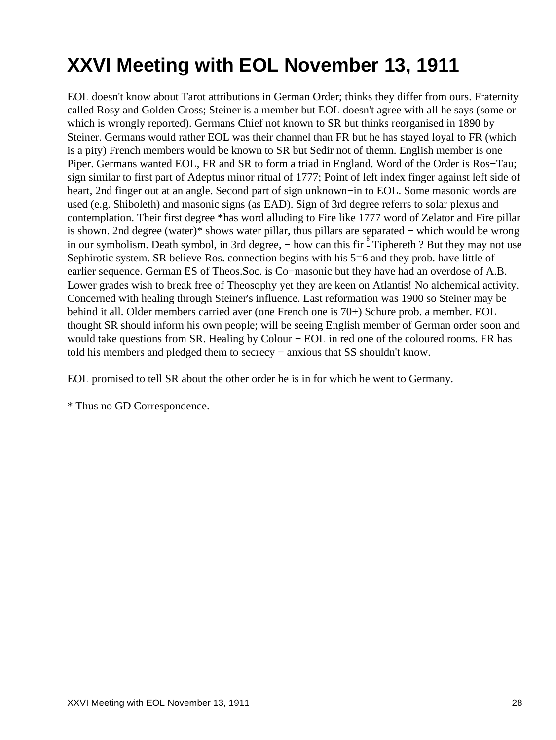# XXVI Meeting with EOL November 13, 1911

EOL doesn't know about Tarot attributions in German Order; thinks they differ from ours. Fraternity called Rosy and Golden Cross; Steiner is a member but EOL doesn't agree with all he says (some or which is wrongly reported). Germans Chief not known to SR but thinks reorganised in 1890 by Steiner. Germans would rather EOL was their channel than FR but he has stayed loyal to FR (which is a pity) French members would be known to SR but Sedir not of themn. English member is one Piper. Germans wanted EOL, FR and SR to form a triad in England. Word of the Order is Ros−Tau; sign similar to first part of Adeptus minor ritual of 1777; Point of left index finger against left side of heart, 2nd finger out at an angle. Second part of sign unknown−in to EOL. Some masonic words are used (e.g. Shiboleth) and masonic signs (as EAD). Sign of 3rd degree referrs to solar plexus and contemplation. Their first degree *has word alluding to Fire like 1777 word of Zelator and Fire pillar is shown. 2nd degree (water)* shows water pillar, thus pillars are separated − which would be wrong in our symbolism. Death symbol, in 3rd degree, − how can this fir [8] Tiphereth ? But they may not use Sephirotic system. SR believe Ros. connection begins with his 5=6 and they prob. have little of earlier sequence. German ES of Theos.Soc. is Co−masonic but they have had an overdose of A.B. Lower grades wish to break free of Theosophy yet they are keen on Atlantis! No alchemical activity. Concerned with healing through Steiner's influence. Last reformation was 1900 so Steiner may be behind it all. Older members carried aver (one French one is 70+) Schure prob. a member. EOL thought SR should inform his own people; will be seeing English member of German order soon and would take questions from SR. Healing by Colour − EOL in red one of the coloured rooms. FR has told his members and pledged them to secrecy − anxious that SS shouldn't know.

EOL promised to tell SR about the other order he is in for which he went to Germany.

* Thus no GD Correspondence.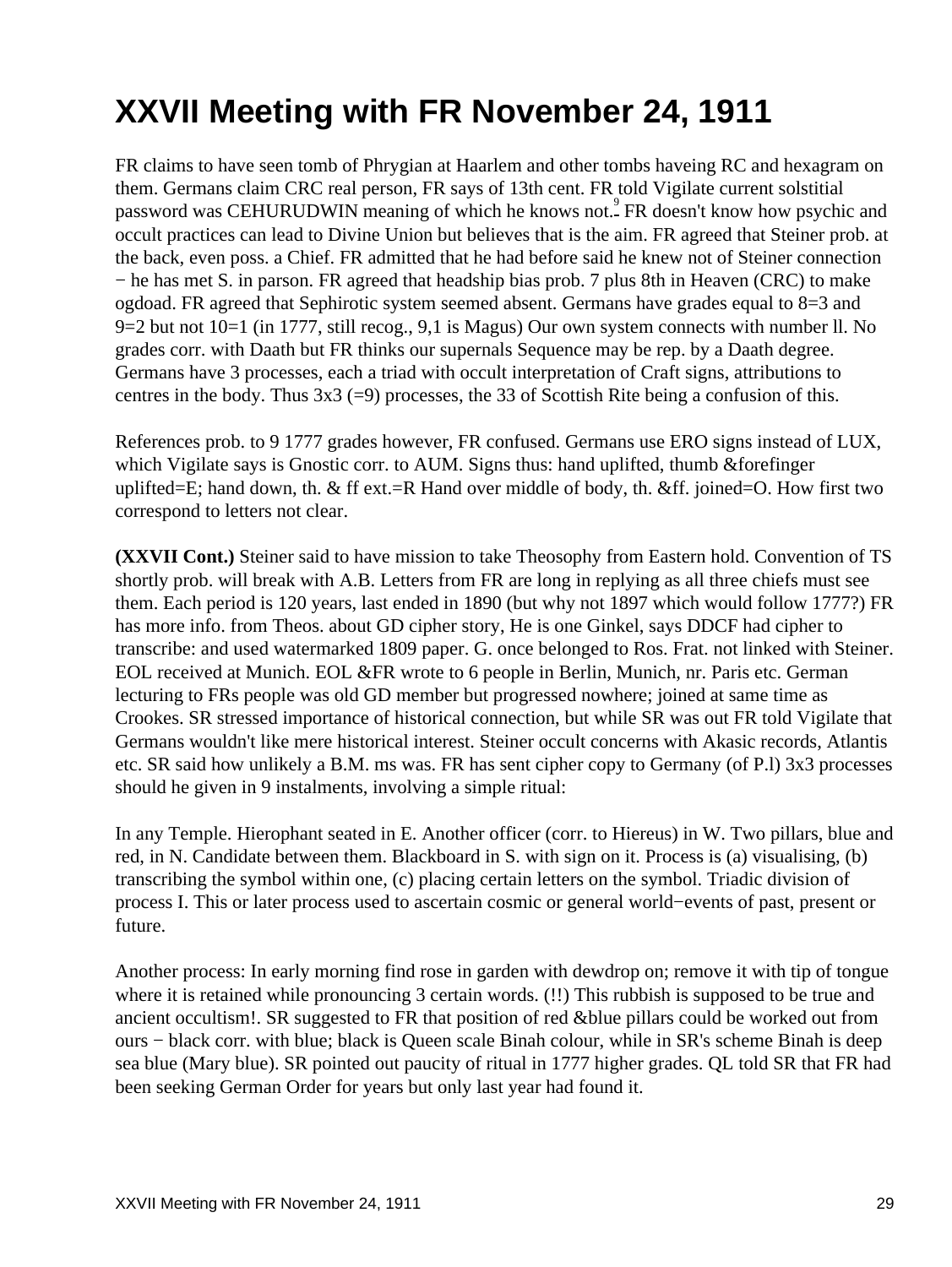# XXVII Meeting with FR November 24, 1911

FR claims to have seen tomb of Phrygian at Haarlem and other tombs haveing RC and hexagram on them. Germans claim CRC real person, FR says of 13th cent. FR told Vigilate current solstitial password was CEHURUDWIN meaning of which he knows not.[9] FR doesn't know how psychic and occult practices can lead to Divine Union but believes that is the aim. FR agreed that Steiner prob. at the back, even poss. a Chief. FR admitted that he had before said he knew not of Steiner connection − he has met S. in parson. FR agreed that headship bias prob. 7 plus 8th in Heaven (CRC) to make ogdoad. FR agreed that Sephirotic system seemed absent. Germans have grades equal to 8=3 and 9=2 but not 10=1 (in 1777, still recog., 9,1 is Magus) Our own system connects with number ll. No grades corr. with Daath but FR thinks our supernals Sequence may be rep. by a Daath degree. Germans have 3 processes, each a triad with occult interpretation of Craft signs, attributions to centres in the body. Thus 3x3 (=9) processes, the 33 of Scottish Rite being a confusion of this.

References prob. to 9 1777 grades however, FR confused. Germans use ERO signs instead of LUX, which Vigilate says is Gnostic corr. to AUM. Signs thus: hand uplifted, thumb &forefinger uplifted=E; hand down, th. & ff ext.=R Hand over middle of body, th. &ff. joined=O. How first two correspond to letters not clear.

**(XXVII Cont.)** Steiner said to have mission to take Theosophy from Eastern hold. Convention of TS shortly prob. will break with A.B. Letters from FR are long in replying as all three chiefs must see them. Each period is 120 years, last ended in 1890 (but why not 1897 which would follow 1777?) FR has more info. from Theos. about GD cipher story, He is one Ginkel, says DDCF had cipher to transcribe: and used watermarked 1809 paper. G. once belonged to Ros. Frat. not linked with Steiner. EOL received at Munich. EOL &FR wrote to 6 people in Berlin, Munich, nr. Paris etc. German lecturing to FRs people was old GD member but progressed nowhere; joined at same time as Crookes. SR stressed importance of historical connection, but while SR was out FR told Vigilate that Germans wouldn't like mere historical interest. Steiner occult concerns with Akasic records, Atlantis etc. SR said how unlikely a B.M. ms was. FR has sent cipher copy to Germany (of P.l) 3x3 processes should he given in 9 instalments, involving a simple ritual:

In any Temple. Hierophant seated in E. Another officer (corr. to Hiereus) in W. Two pillars, blue and red, in N. Candidate between them. Blackboard in S. with sign on it. Process is (a) visualising, (b) transcribing the symbol within one, (c) placing certain letters on the symbol. Triadic division of process I. This or later process used to ascertain cosmic or general world−events of past, present or future.

Another process: In early morning find rose in garden with dewdrop on; remove it with tip of tongue where it is retained while pronouncing 3 certain words. (!!) This rubbish is supposed to be true and ancient occultism!. SR suggested to FR that position of red &blue pillars could be worked out from ours − black corr. with blue; black is Queen scale Binah colour, while in SR's scheme Binah is deep sea blue (Mary blue). SR pointed out paucity of ritual in 1777 higher grades. QL told SR that FR had been seeking German Order for years but only last year had found it.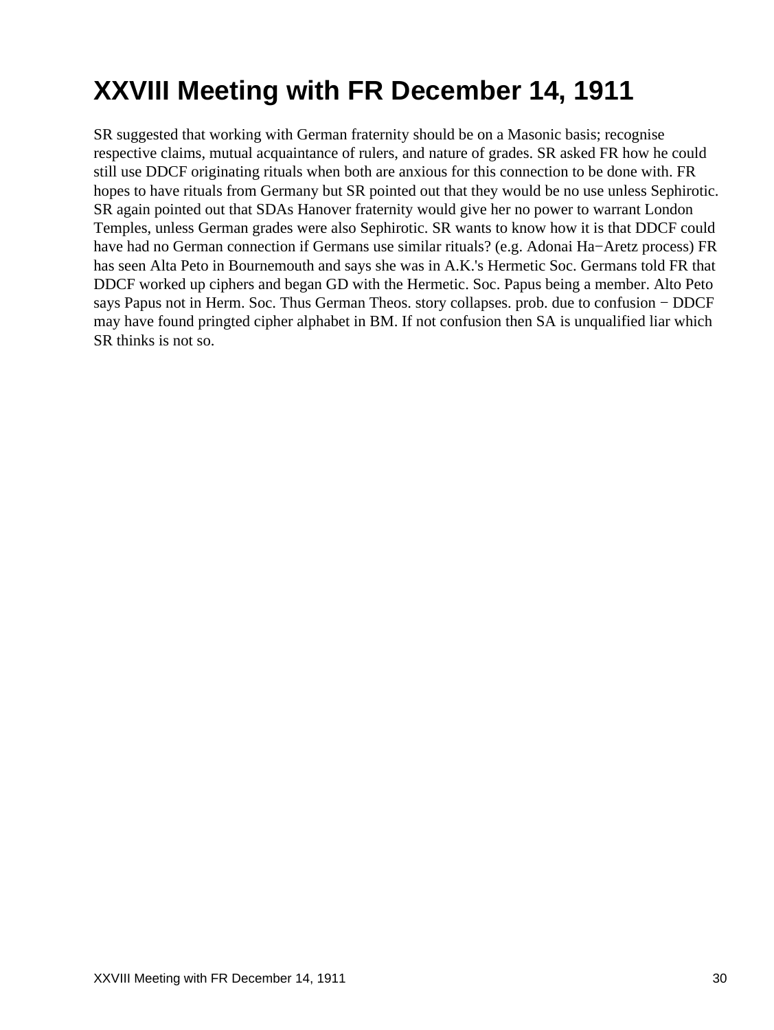# XXVIII Meeting with FR December 14, 1911

SR suggested that working with German fraternity should be on a Masonic basis; recognise respective claims, mutual acquaintance of rulers, and nature of grades. SR asked FR how he could still use DDCF originating rituals when both are anxious for this connection to be done with. FR hopes to have rituals from Germany but SR pointed out that they would be no use unless Sephirotic. SR again pointed out that SDAs Hanover fraternity would give her no power to warrant London Temples, unless German grades were also Sephirotic. SR wants to know how it is that DDCF could have had no German connection if Germans use similar rituals? (e.g. Adonai Ha−Aretz process) FR has seen Alta Peto in Bournemouth and says she was in A.K.'s Hermetic Soc. Germans told FR that DDCF worked up ciphers and began GD with the Hermetic. Soc. Papus being a member. Alto Peto says Papus not in Herm. Soc. Thus German Theos. story collapses. prob. due to confusion − DDCF may have found pringted cipher alphabet in BM. If not confusion then SA is unqualified liar which SR thinks is not so.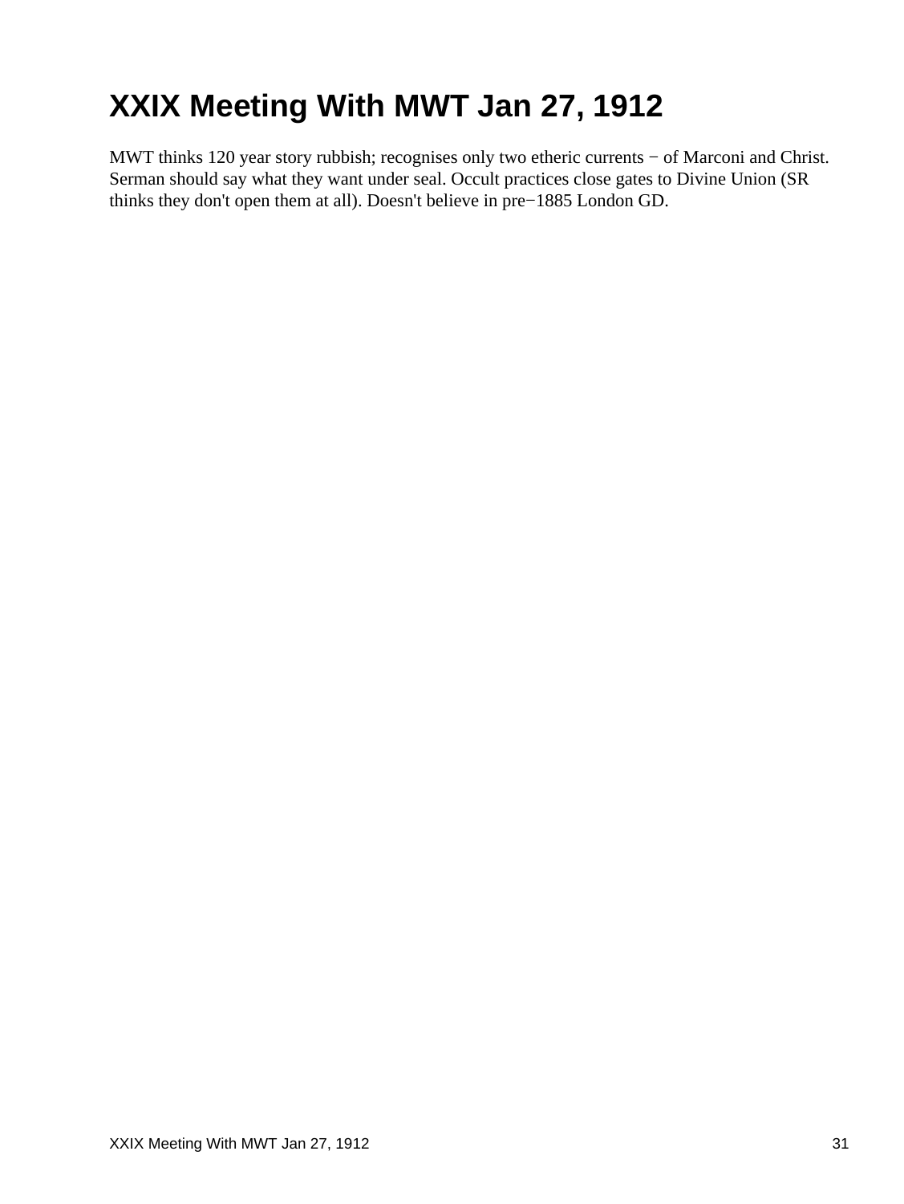# XXIX Meeting With MWT Jan 27, 1912

MWT thinks 120 year story rubbish; recognises only two etheric currents − of Marconi and Christ. Serman should say what they want under seal. Occult practices close gates to Divine Union (SR thinks they don't open them at all). Doesn't believe in pre−1885 London GD.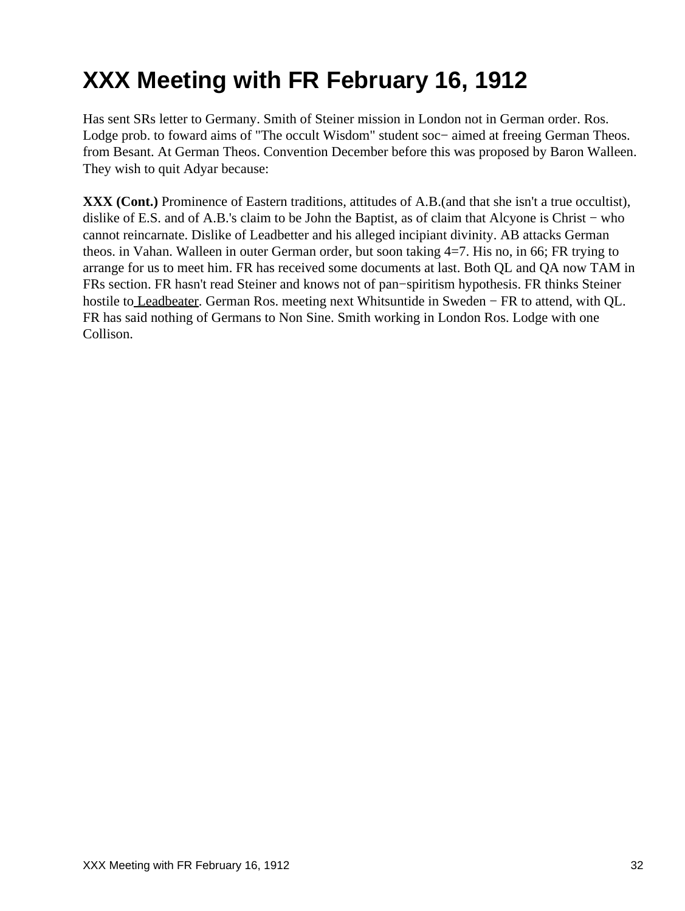# XXX Meeting with FR February 16, 1912

Has sent SRs letter to Germany. Smith of Steiner mission in London not in German order. Ros. Lodge prob. to foward aims of "The occult Wisdom" student soc− aimed at freeing German Theos. from Besant. At German Theos. Convention December before this was proposed by Baron Walleen. They wish to quit Adyar because:

**XXX (Cont.)** Prominence of Eastern traditions, attitudes of A.B.(and that she isn't a true occultist), dislike of E.S. and of A.B.'s claim to be John the Baptist, as of claim that Alcyone is Christ − who cannot reincarnate. Dislike of Leadbetter and his alleged incipiant divinity. AB attacks German theos. in Vahan. Walleen in outer German order, but soon taking 4=7. His no, in 66; FR trying to arrange for us to meet him. FR has received some documents at last. Both QL and QA now TAM in FRs section. FR hasn't read Steiner and knows not of pan−spiritism hypothesis. FR thinks Steiner hostile to Leadbeater. German Ros. meeting next Whitsuntide in Sweden − FR to attend, with QL. FR has said nothing of Germans to Non Sine. Smith working in London Ros. Lodge with one Collison.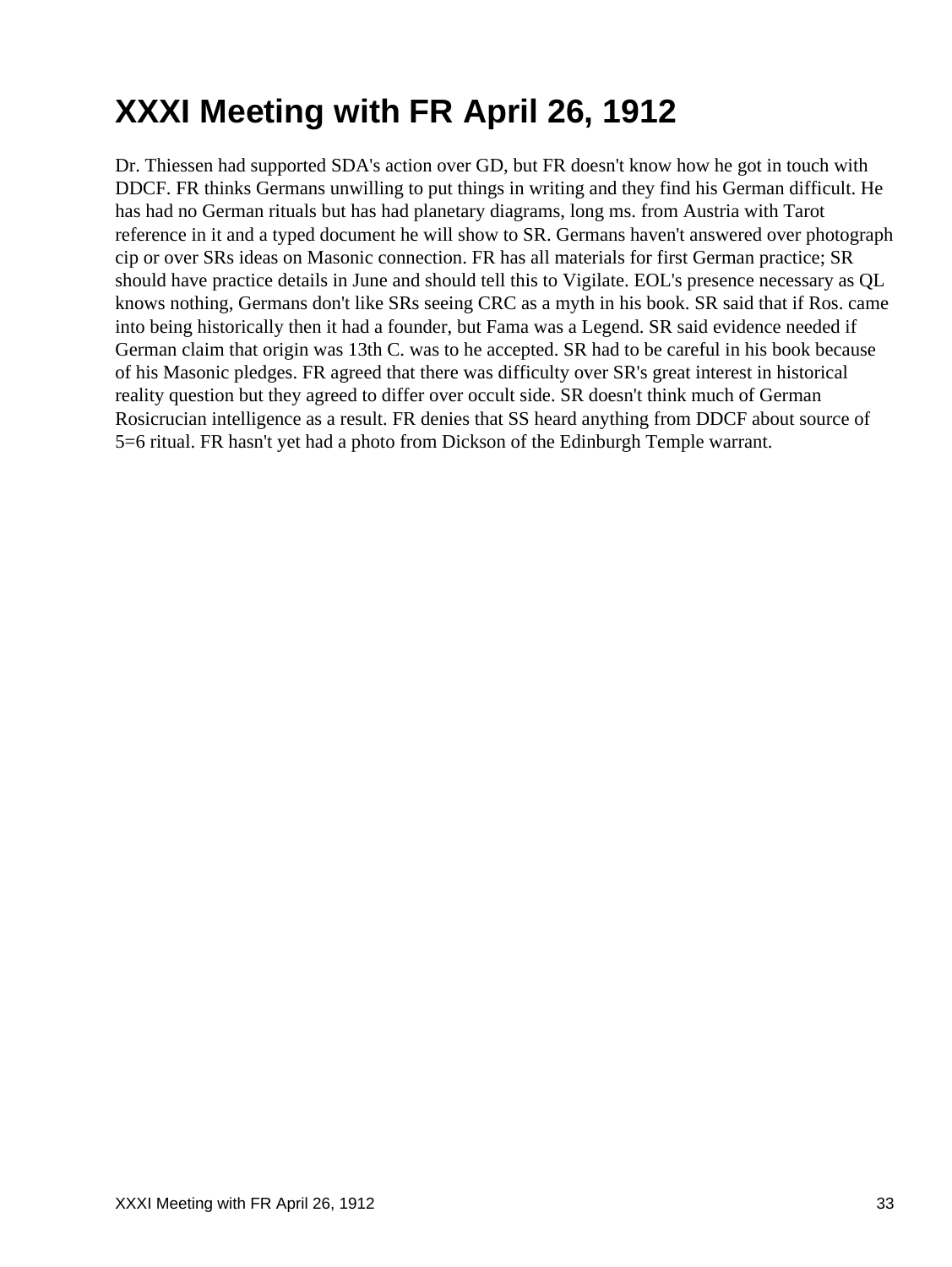# XXXI Meeting with FR April 26, 1912

Dr. Thiessen had supported SDA's action over GD, but FR doesn't know how he got in touch with DDCF. FR thinks Germans unwilling to put things in writing and they find his German difficult. He has had no German rituals but has had planetary diagrams, long ms. from Austria with Tarot reference in it and a typed document he will show to SR. Germans haven't answered over photograph cip or over SRs ideas on Masonic connection. FR has all materials for first German practice; SR should have practice details in June and should tell this to Vigilate. EOL's presence necessary as QL knows nothing, Germans don't like SRs seeing CRC as a myth in his book. SR said that if Ros. came into being historically then it had a founder, but Fama was a Legend. SR said evidence needed if German claim that origin was 13th C. was to he accepted. SR had to be careful in his book because of his Masonic pledges. FR agreed that there was difficulty over SR's great interest in historical reality question but they agreed to differ over occult side. SR doesn't think much of German Rosicrucian intelligence as a result. FR denies that SS heard anything from DDCF about source of 5=6 ritual. FR hasn't yet had a photo from Dickson of the Edinburgh Temple warrant.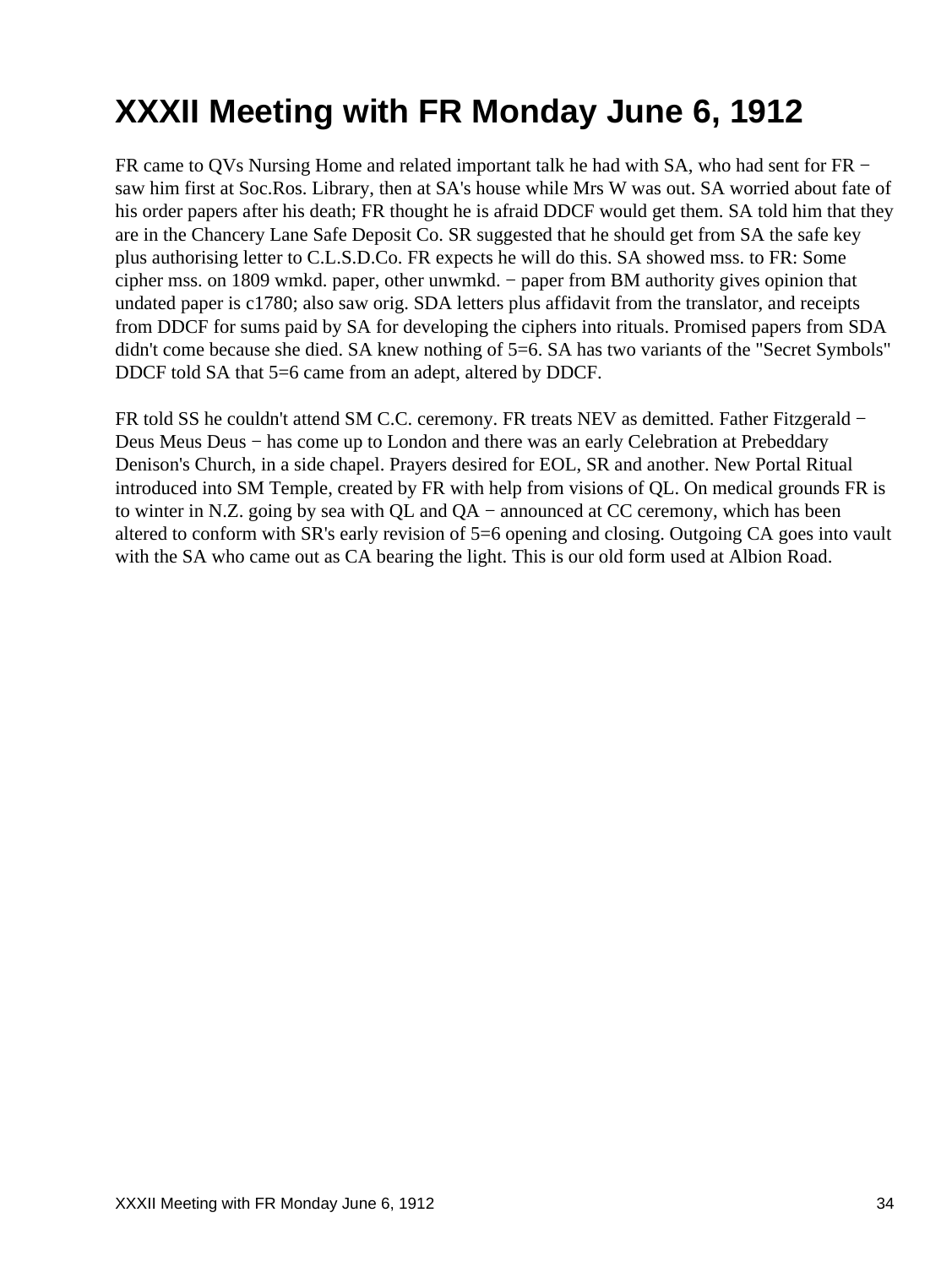# XXXII Meeting with FR Monday June 6, 1912

FR came to QVs Nursing Home and related important talk he had with SA, who had sent for FR − saw him first at Soc.Ros. Library, then at SA's house while Mrs W was out. SA worried about fate of his order papers after his death; FR thought he is afraid DDCF would get them. SA told him that they are in the Chancery Lane Safe Deposit Co. SR suggested that he should get from SA the safe key plus authorising letter to C.L.S.D.Co. FR expects he will do this. SA showed mss. to FR: Some cipher mss. on 1809 wmkd. paper, other unwmkd. − paper from BM authority gives opinion that undated paper is c1780; also saw orig. SDA letters plus affidavit from the translator, and receipts from DDCF for sums paid by SA for developing the ciphers into rituals. Promised papers from SDA didn't come because she died. SA knew nothing of 5=6. SA has two variants of the "Secret Symbols" DDCF told SA that 5=6 came from an adept, altered by DDCF.

FR told SS he couldn't attend SM C.C. ceremony. FR treats NEV as demitted. Father Fitzgerald − Deus Meus Deus − has come up to London and there was an early Celebration at Prebeddary Denison's Church, in a side chapel. Prayers desired for EOL, SR and another. New Portal Ritual introduced into SM Temple, created by FR with help from visions of QL. On medical grounds FR is to winter in N.Z. going by sea with QL and QA − announced at CC ceremony, which has been altered to conform with SR's early revision of 5=6 opening and closing. Outgoing CA goes into vault with the SA who came out as CA bearing the light. This is our old form used at Albion Road.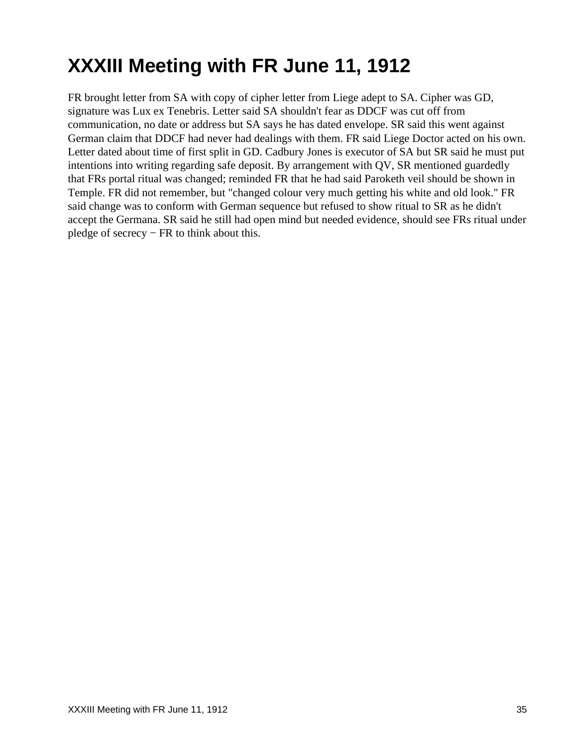# XXXIII Meeting with FR June 11, 1912

FR brought letter from SA with copy of cipher letter from Liege adept to SA. Cipher was GD, signature was Lux ex Tenebris. Letter said SA shouldn't fear as DDCF was cut off from communication, no date or address but SA says he has dated envelope. SR said this went against German claim that DDCF had never had dealings with them. FR said Liege Doctor acted on his own. Letter dated about time of first split in GD. Cadbury Jones is executor of SA but SR said he must put intentions into writing regarding safe deposit. By arrangement with QV, SR mentioned guardedly that FRs portal ritual was changed; reminded FR that he had said Paroketh veil should be shown in Temple. FR did not remember, but "changed colour very much getting his white and old look." FR said change was to conform with German sequence but refused to show ritual to SR as he didn't accept the Germana. SR said he still had open mind but needed evidence, should see FRs ritual under pledge of secrecy − FR to think about this.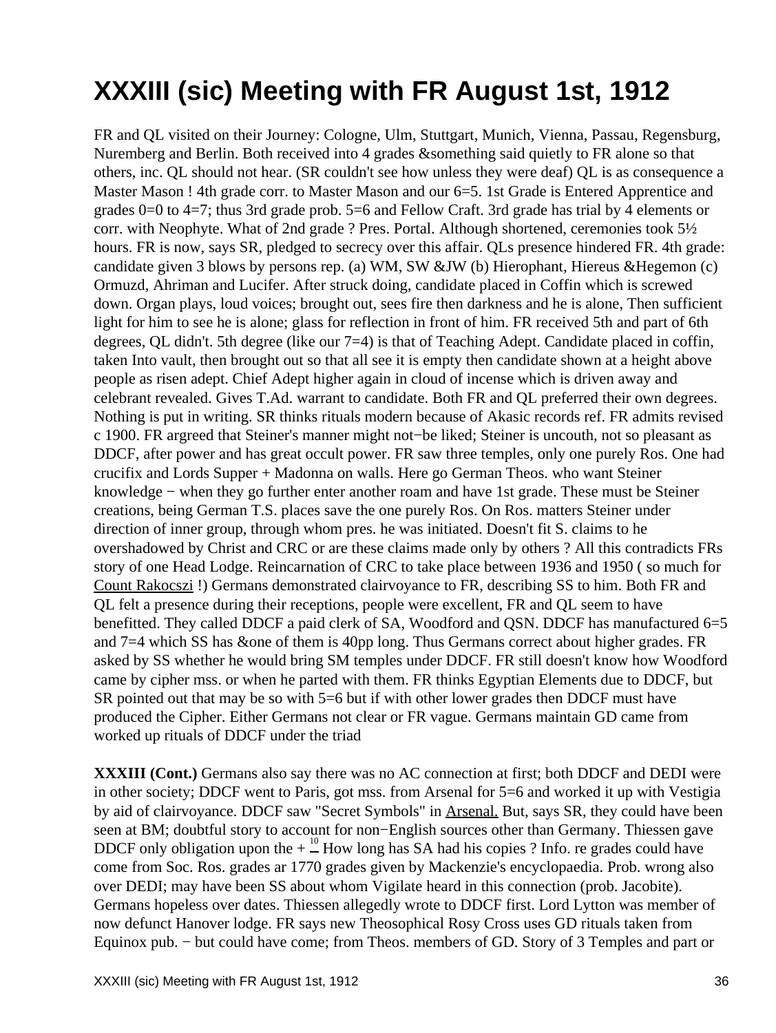# XXXIII (sic) Meeting with FR August 1st, 1912

FR and QL visited on their Journey: Cologne, Ulm, Stuttgart, Munich, Vienna, Passau, Regensburg, Nuremberg and Berlin. Both received into 4 grades &something said quietly to FR alone so that others, inc. QL should not hear. (SR couldn't see how unless they were deaf) QL is as consequence a Master Mason ! 4th grade corr. to Master Mason and our 6=5. 1st Grade is Entered Apprentice and grades 0=0 to 4=7; thus 3rd grade prob. 5=6 and Fellow Craft. 3rd grade has trial by 4 elements or corr. with Neophyte. What of 2nd grade ? Pres. Portal. Although shortened, ceremonies took 5½ hours. FR is now, says SR, pledged to secrecy over this affair. QLs presence hindered FR. 4th grade: candidate given 3 blows by persons rep. (a) WM, SW &JW (b) Hierophant, Hiereus &Hegemon (c) Ormuzd, Ahriman and Lucifer. After struck doing, candidate placed in Coffin which is screwed down. Organ plays, loud voices; brought out, sees fire then darkness and he is alone, Then sufficient light for him to see he is alone; glass for reflection in front of him. FR received 5th and part of 6th degrees, QL didn't. 5th degree (like our 7=4) is that of Teaching Adept. Candidate placed in coffin, taken Into vault, then brought out so that all see it is empty then candidate shown at a height above people as risen adept. Chief Adept higher again in cloud of incense which is driven away and celebrant revealed. Gives T.Ad. warrant to candidate. Both FR and QL preferred their own degrees. Nothing is put in writing. SR thinks rituals modern because of Akasic records ref. FR admits revised c 1900. FR argreed that Steiner's manner might not−be liked; Steiner is uncouth, not so pleasant as DDCF, after power and has great occult power. FR saw three temples, only one purely Ros. One had crucifix and Lords Supper + Madonna on walls. Here go German Theos. who want Steiner knowledge − when they go further enter another roam and have 1st grade. These must be Steiner creations, being German T.S. places save the one purely Ros. On Ros. matters Steiner under direction of inner group, through whom pres. he was initiated. Doesn't fit S. claims to he overshadowed by Christ and CRC or are these claims made only by others ? All this contradicts FRs story of one Head Lodge. Reincarnation of CRC to take place between 1936 and 1950 ( so much for Count Rakocszi !) Germans demonstrated clairvoyance to FR, describing SS to him. Both FR and QL felt a presence during their receptions, people were excellent, FR and QL seem to have benefitted. They called DDCF a paid clerk of SA, Woodford and QSN. DDCF has manufactured 6=5 and 7=4 which SS has &one of them is 40pp long. Thus Germans correct about higher grades. FR asked by SS whether he would bring SM temples under DDCF. FR still doesn't know how Woodford came by cipher mss. or when he parted with them. FR thinks Egyptian Elements due to DDCF, but SR pointed out that may be so with 5=6 but if with other lower grades then DDCF must have produced the Cipher. Either Germans not clear or FR vague. Germans maintain GD came from worked up rituals of DDCF under the triad

**XXXIII (Cont.)** Germans also say there was no AC connection at first; both DDCF and DEDI were in other society; DDCF went to Paris, got mss. from Arsenal for 5=6 and worked it up with Vestigia by aid of clairvoyance. DDCF saw "Secret Symbols" in Arsenal. But, says SR, they could have been seen at BM; doubtful story to account for non−English sources other than Germany. Thiessen gave DDCF only obligation upon the + $\frac{10}{}$ How long has SA had his copies ? Info. re grades could have come from Soc. Ros. grades ar 1770 grades given by Mackenzie's encyclopaedia. Prob. wrong also over DEDI; may have been SS about whom Vigilate heard in this connection (prob. Jacobite). Germans hopeless over dates. Thiessen allegedly wrote to DDCF first. Lord Lytton was member of now defunct Hanover lodge. FR says new Theosophical Rosy Cross uses GD rituals taken from Equinox pub. − but could have come; from Theos. members of GD. Story of 3 Temples and part or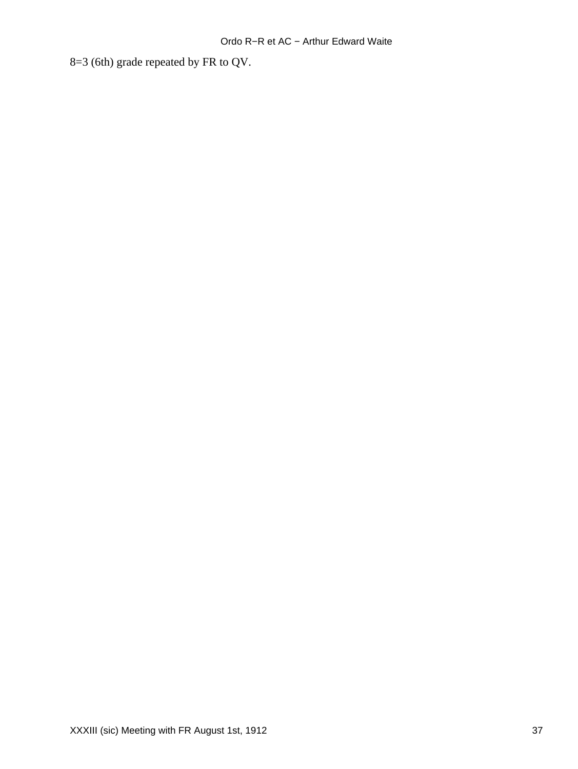8=3 (6th) grade repeated by FR to QV.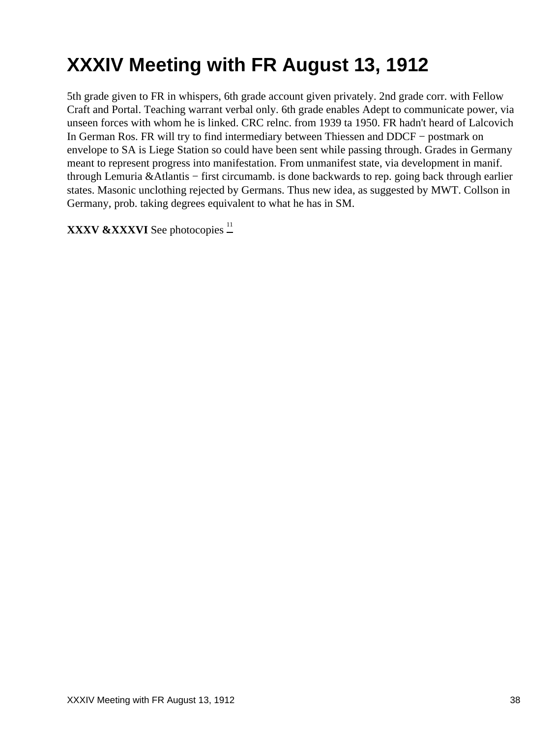# XXXIV Meeting with FR August 13, 1912

5th grade given to FR in whispers, 6th grade account given privately. 2nd grade corr. with Fellow Craft and Portal. Teaching warrant verbal only. 6th grade enables Adept to communicate power, via unseen forces with whom he is linked. CRC relnc. from 1939 ta 1950. FR hadn't heard of Lalcovich In German Ros. FR will try to find intermediary between Thiessen and DDCF − postmark on envelope to SA is Liege Station so could have been sent while passing through. Grades in Germany meant to represent progress into manifestation. From unmanifest state, via development in manif. through Lemuria &Atlantis − first circumamb. is done backwards to rep. going back through earlier states. Masonic unclothing rejected by Germans. Thus new idea, as suggested by MWT. Collson in Germany, prob. taking degrees equivalent to what he has in SM.

**XXXV &XXXVI** See photocopies [11]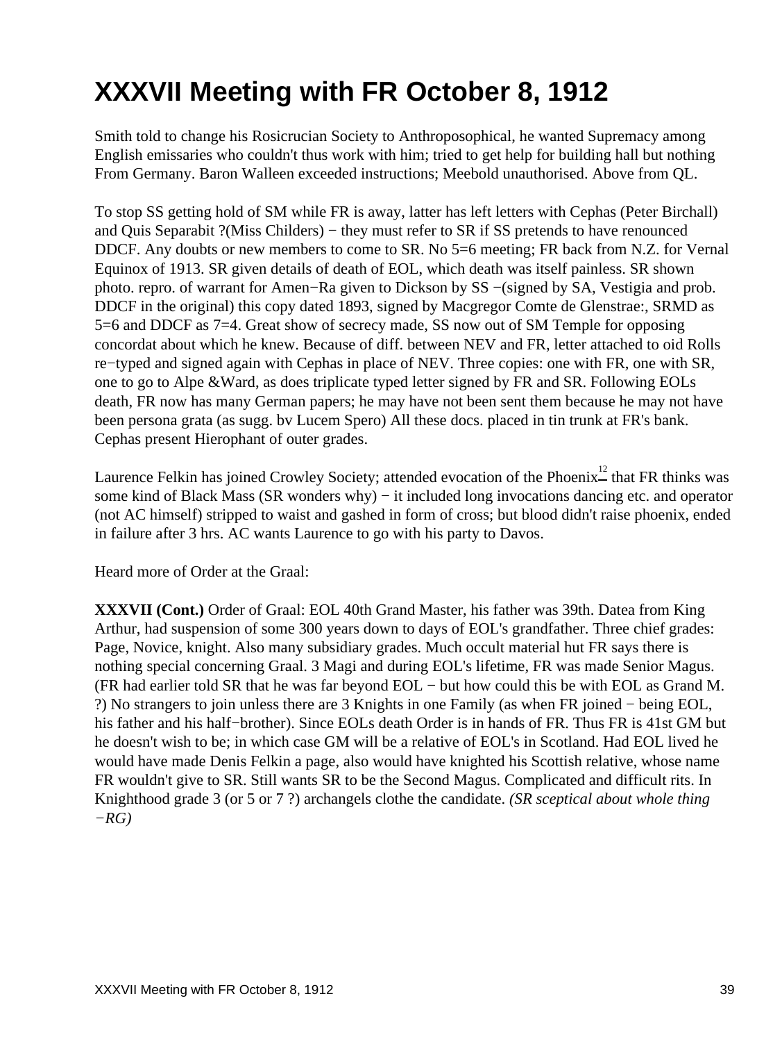# XXXVII Meeting with FR October 8, 1912

Smith told to change his Rosicrucian Society to Anthroposophical, he wanted Supremacy among English emissaries who couldn't thus work with him; tried to get help for building hall but nothing From Germany. Baron Walleen exceeded instructions; Meebold unauthorised. Above from QL.

To stop SS getting hold of SM while FR is away, latter has left letters with Cephas (Peter Birchall) and Quis Separabit ?(Miss Childers) − they must refer to SR if SS pretends to have renounced DDCF. Any doubts or new members to come to SR. No 5=6 meeting; FR back from N.Z. for Vernal Equinox of 1913. SR given details of death of EOL, which death was itself painless. SR shown photo. repro. of warrant for Amen−Ra given to Dickson by SS −(signed by SA, Vestigia and prob. DDCF in the original) this copy dated 1893, signed by Macgregor Comte de Glenstrae:, SRMD as 5=6 and DDCF as 7=4. Great show of secrecy made, SS now out of SM Temple for opposing concordat about which he knew. Because of diff. between NEV and FR, letter attached to oid Rolls re−typed and signed again with Cephas in place of NEV. Three copies: one with FR, one with SR, one to go to Alpe &Ward, as does triplicate typed letter signed by FR and SR. Following EOLs death, FR now has many German papers; he may have not been sent them because he may not have been persona grata (as sugg. bv Lucem Spero) All these docs. placed in tin trunk at FR's bank. Cephas present Hierophant of outer grades.

Laurence Felkin has joined Crowley Society; attended evocation of the Phoenix[12] that FR thinks was some kind of Black Mass (SR wonders why) − it included long invocations dancing etc. and operator (not AC himself) stripped to waist and gashed in form of cross; but blood didn't raise phoenix, ended in failure after 3 hrs. AC wants Laurence to go with his party to Davos.

Heard more of Order at the Graal:

**XXXVII (Cont.)** Order of Graal: EOL 40th Grand Master, his father was 39th. Datea from King Arthur, had suspension of some 300 years down to days of EOL's grandfather. Three chief grades: Page, Novice, knight. Also many subsidiary grades. Much occult material hut FR says there is nothing special concerning Graal. 3 Magi and during EOL's lifetime, FR was made Senior Magus. (FR had earlier told SR that he was far beyond EOL − but how could this be with EOL as Grand M. ?) No strangers to join unless there are 3 Knights in one Family (as when FR joined − being EOL, his father and his half−brother). Since EOLs death Order is in hands of FR. Thus FR is 41st GM but he doesn't wish to be; in which case GM will be a relative of EOL's in Scotland. Had EOL lived he would have made Denis Felkin a page, also would have knighted his Scottish relative, whose name FR wouldn't give to SR. Still wants SR to be the Second Magus. Complicated and difficult rits. In Knighthood grade 3 (or 5 or 7 ?) archangels clothe the candidate. *(SR sceptical about whole thing −RG)*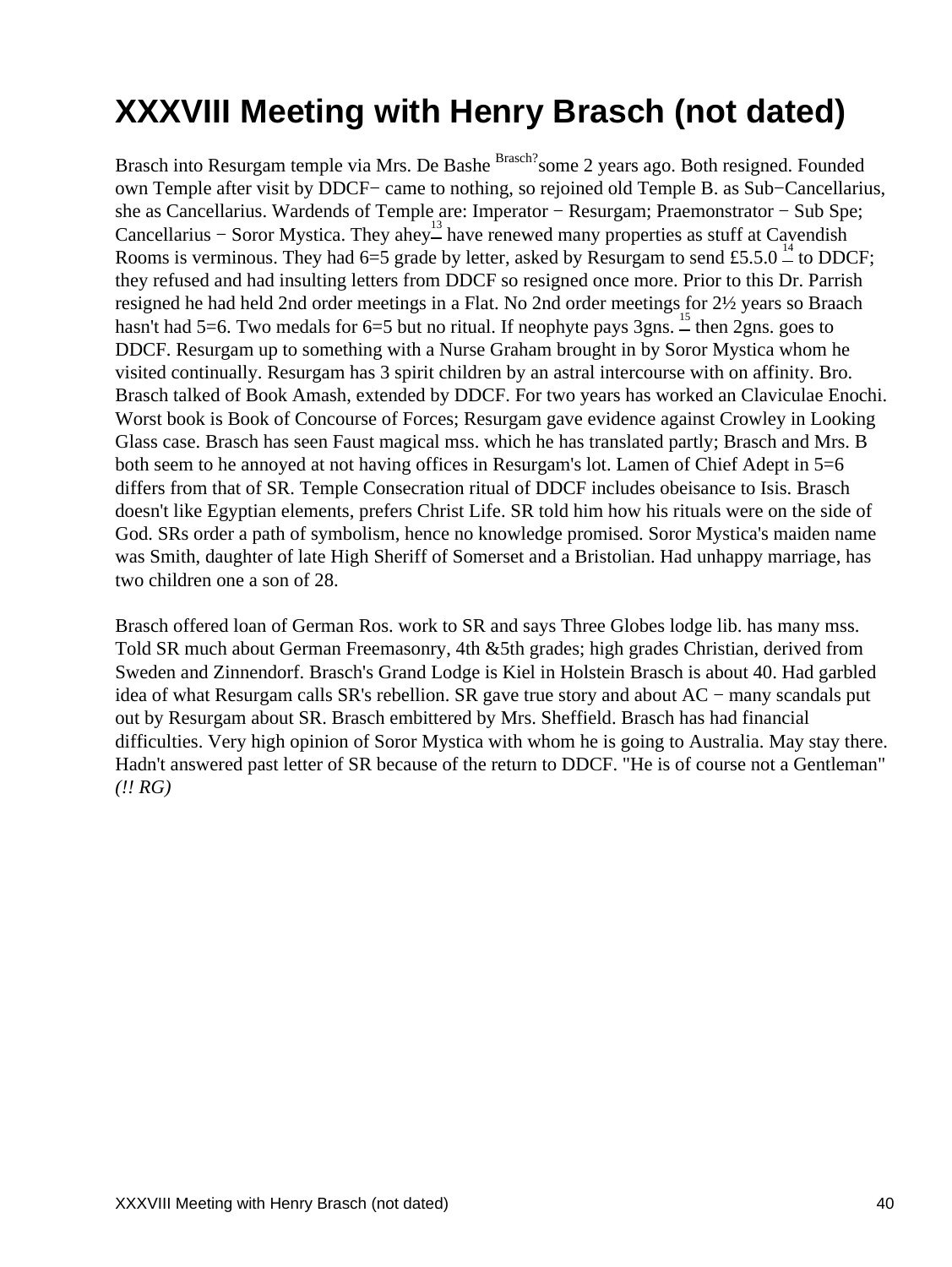# XXXVIII Meeting with Henry Brasch (not dated)

Brasch into Resurgam temple via Mrs. De Bashe [Brasch?] some 2 years ago. Both resigned. Founded own Temple after visit by DDCF− came to nothing, so rejoined old Temple B. as Sub−Cancellarius, she as Cancellarius. Wardends of Temple are: Imperator − Resurgam; Praemonstrator − Sub Spe; Cancellarius − Soror Mystica. They ahey[13] have renewed many properties as stuff at Cavendish Rooms is verminous. They had 6=5 grade by letter, asked by Resurgam to send £5.5.0 [14] to DDCF; they refused and had insulting letters from DDCF so resigned once more. Prior to this Dr. Parrish resigned he had held 2nd order meetings in a Flat. No 2nd order meetings for 2½ years so Braach hasn't had 5=6. Two medals for 6=5 but no ritual. If neophyte pays 3gns. [15] then 2gns. goes to DDCF. Resurgam up to something with a Nurse Graham brought in by Soror Mystica whom he visited continually. Resurgam has 3 spirit children by an astral intercourse with on affinity. Bro. Brasch talked of Book Amash, extended by DDCF. For two years has worked an Claviculae Enochi. Worst book is Book of Concourse of Forces; Resurgam gave evidence against Crowley in Looking Glass case. Brasch has seen Faust magical mss. which he has translated partly; Brasch and Mrs. B both seem to he annoyed at not having offices in Resurgam's lot. Lamen of Chief Adept in 5=6 differs from that of SR. Temple Consecration ritual of DDCF includes obeisance to Isis. Brasch doesn't like Egyptian elements, prefers Christ Life. SR told him how his rituals were on the side of God. SRs order a path of symbolism, hence no knowledge promised. Soror Mystica's maiden name was Smith, daughter of late High Sheriff of Somerset and a Bristolian. Had unhappy marriage, has two children one a son of 28.

Brasch offered loan of German Ros. work to SR and says Three Globes lodge lib. has many mss. Told SR much about German Freemasonry, 4th &5th grades; high grades Christian, derived from Sweden and Zinnendorf. Brasch's Grand Lodge is Kiel in Holstein Brasch is about 40. Had garbled idea of what Resurgam calls SR's rebellion. SR gave true story and about AC − many scandals put out by Resurgam about SR. Brasch embittered by Mrs. Sheffield. Brasch has had financial difficulties. Very high opinion of Soror Mystica with whom he is going to Australia. May stay there. Hadn't answered past letter of SR because of the return to DDCF. "He is of course not a Gentleman" *(!! RG)*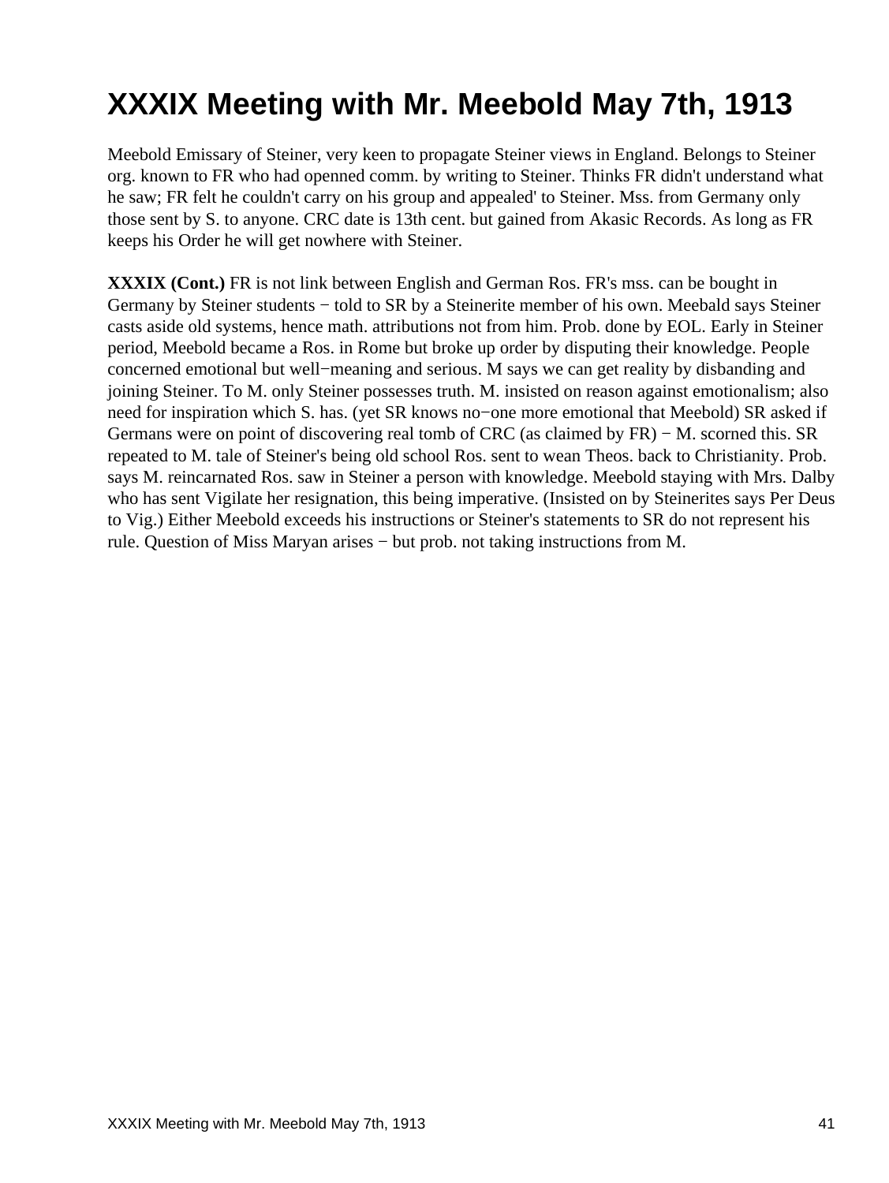# XXXIX Meeting with Mr. Meebold May 7th, 1913

Meebold Emissary of Steiner, very keen to propagate Steiner views in England. Belongs to Steiner org. known to FR who had openned comm. by writing to Steiner. Thinks FR didn't understand what he saw; FR felt he couldn't carry on his group and appealed' to Steiner. Mss. from Germany only those sent by S. to anyone. CRC date is 13th cent. but gained from Akasic Records. As long as FR keeps his Order he will get nowhere with Steiner.

**XXXIX (Cont.)** FR is not link between English and German Ros. FR's mss. can be bought in Germany by Steiner students − told to SR by a Steinerite member of his own. Meebald says Steiner casts aside old systems, hence math. attributions not from him. Prob. done by EOL. Early in Steiner period, Meebold became a Ros. in Rome but broke up order by disputing their knowledge. People concerned emotional but well−meaning and serious. M says we can get reality by disbanding and joining Steiner. To M. only Steiner possesses truth. M. insisted on reason against emotionalism; also need for inspiration which S. has. (yet SR knows no−one more emotional that Meebold) SR asked if Germans were on point of discovering real tomb of CRC (as claimed by FR) − M. scorned this. SR repeated to M. tale of Steiner's being old school Ros. sent to wean Theos. back to Christianity. Prob. says M. reincarnated Ros. saw in Steiner a person with knowledge. Meebold staying with Mrs. Dalby who has sent Vigilate her resignation, this being imperative. (Insisted on by Steinerites says Per Deus to Vig.) Either Meebold exceeds his instructions or Steiner's statements to SR do not represent his rule. Question of Miss Maryan arises − but prob. not taking instructions from M.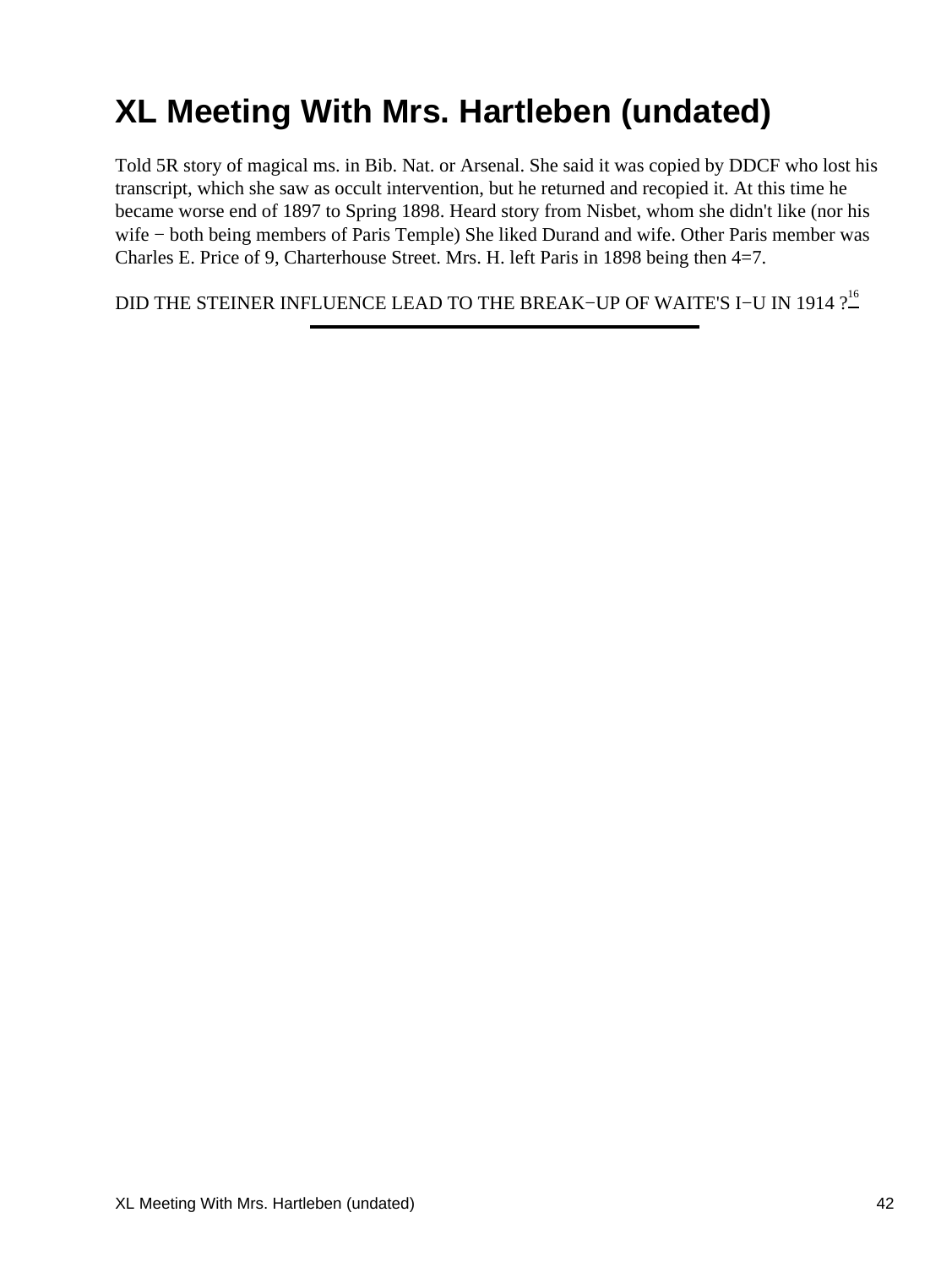# XL Meeting With Mrs. Hartleben (undated)

Told 5R story of magical ms. in Bib. Nat. or Arsenal. She said it was copied by DDCF who lost his transcript, which she saw as occult intervention, but he returned and recopied it. At this time he became worse end of 1897 to Spring 1898. Heard story from Nisbet, whom she didn't like (nor his wife − both being members of Paris Temple) She liked Durand and wife. Other Paris member was Charles E. Price of 9, Charterhouse Street. Mrs. H. left Paris in 1898 being then 4=7.

DID THE STEINER INFLUENCE LEAD TO THE BREAK−UP OF WAITE'S I−U IN 1914 ?[16]

---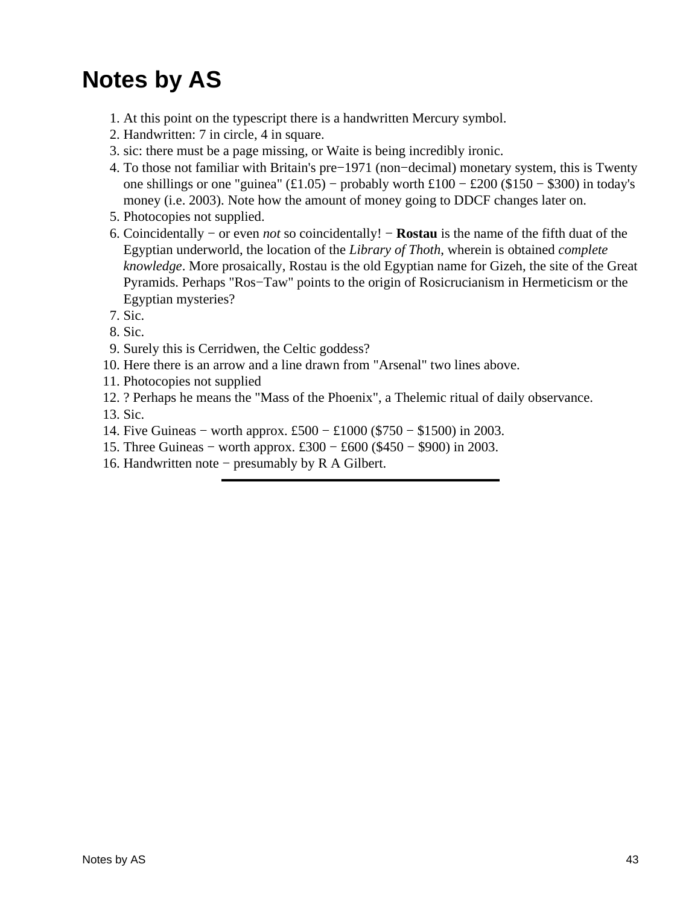# Notes by AS

1. At this point on the typescript there is a handwritten Mercury symbol.
2. Handwritten: 7 in circle, 4 in square.
3. sic: there must be a page missing, or Waite is being incredibly ironic.
4. To those not familiar with Britain's pre−1971 (non−decimal) monetary system, this is Twenty one shillings or one "guinea" (£1.05) − probably worth £100 − £200 ($150 − $300) in today's money (i.e. 2003). Note how the amount of money going to DDCF changes later on.
5. Photocopies not supplied.
6. Coincidentally − or even *not* so coincidentally! − **Rostau** is the name of the fifth duat of the Egyptian underworld, the location of the *Library of Thoth*, wherein is obtained *complete knowledge*. More prosaically, Rostau is the old Egyptian name for Gizeh, the site of the Great Pyramids. Perhaps "Ros−Taw" points to the origin of Rosicrucianism in Hermeticism or the Egyptian mysteries?
7. Sic.
8. Sic.
9. Surely this is Cerridwen, the Celtic goddess?
10. Here there is an arrow and a line drawn from "Arsenal" two lines above.
11. Photocopies not supplied
12. ? Perhaps he means the "Mass of the Phoenix", a Thelemic ritual of daily observance.
13. Sic.
14. Five Guineas − worth approx. £500 − £1000 ($750 − $1500) in 2003.
15. Three Guineas − worth approx. £300 − £600 ($450 − $900) in 2003.
16. Handwritten note − presumably by R A Gilbert.

---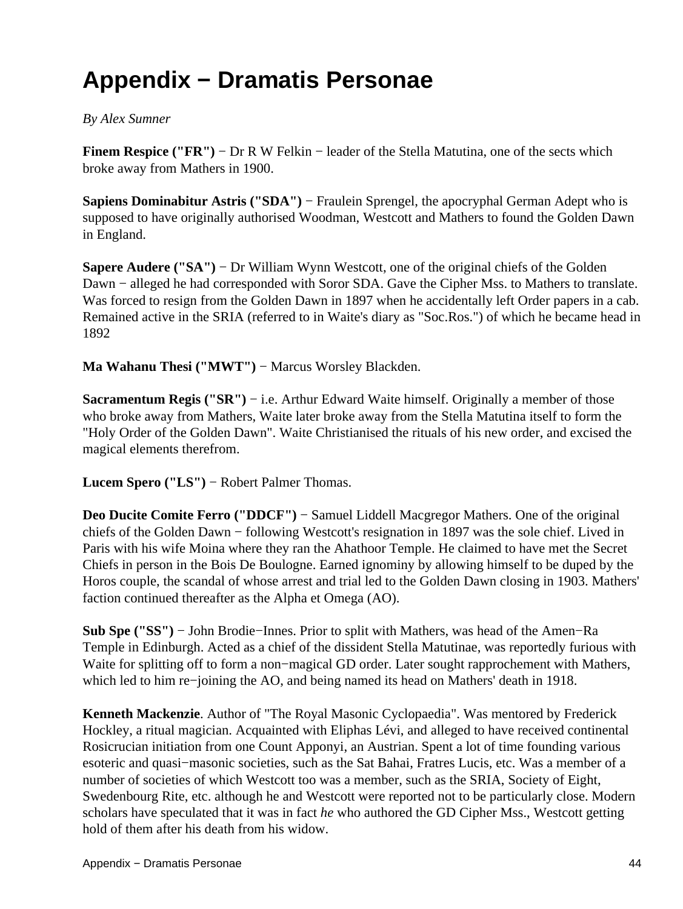# Appendix − Dramatis Personae

*By Alex Sumner*

**Finem Respice ("FR")** − Dr R W Felkin − leader of the Stella Matutina, one of the sects which broke away from Mathers in 1900.

**Sapiens Dominabitur Astris ("SDA")** − Fraulein Sprengel, the apocryphal German Adept who is supposed to have originally authorised Woodman, Westcott and Mathers to found the Golden Dawn in England.

**Sapere Audere ("SA")** − Dr William Wynn Westcott, one of the original chiefs of the Golden Dawn − alleged he had corresponded with Soror SDA. Gave the Cipher Mss. to Mathers to translate. Was forced to resign from the Golden Dawn in 1897 when he accidentally left Order papers in a cab. Remained active in the SRIA (referred to in Waite's diary as "Soc.Ros.") of which he became head in 1892

**Ma Wahanu Thesi ("MWT")** − Marcus Worsley Blackden.

**Sacramentum Regis ("SR")** − i.e. Arthur Edward Waite himself. Originally a member of those who broke away from Mathers, Waite later broke away from the Stella Matutina itself to form the "Holy Order of the Golden Dawn". Waite Christianised the rituals of his new order, and excised the magical elements therefrom.

**Lucem Spero ("LS")** − Robert Palmer Thomas.

**Deo Ducite Comite Ferro ("DDCF")** − Samuel Liddell Macgregor Mathers. One of the original chiefs of the Golden Dawn − following Westcott's resignation in 1897 was the sole chief. Lived in Paris with his wife Moina where they ran the Ahathoor Temple. He claimed to have met the Secret Chiefs in person in the Bois De Boulogne. Earned ignominy by allowing himself to be duped by the Horos couple, the scandal of whose arrest and trial led to the Golden Dawn closing in 1903. Mathers' faction continued thereafter as the Alpha et Omega (AO).

**Sub Spe ("SS")** − John Brodie−Innes. Prior to split with Mathers, was head of the Amen−Ra Temple in Edinburgh. Acted as a chief of the dissident Stella Matutinae, was reportedly furious with Waite for splitting off to form a non−magical GD order. Later sought rapprochement with Mathers, which led to him re−joining the AO, and being named its head on Mathers' death in 1918.

**Kenneth Mackenzie**. Author of "The Royal Masonic Cyclopaedia". Was mentored by Frederick Hockley, a ritual magician. Acquainted with Eliphas Lévi, and alleged to have received continental Rosicrucian initiation from one Count Apponyi, an Austrian. Spent a lot of time founding various esoteric and quasi−masonic societies, such as the Sat Bahai, Fratres Lucis, etc. Was a member of a number of societies of which Westcott too was a member, such as the SRIA, Society of Eight, Swedenbourg Rite, etc. although he and Westcott were reported not to be particularly close. Modern scholars have speculated that it was in fact *he* who authored the GD Cipher Mss., Westcott getting hold of them after his death from his widow.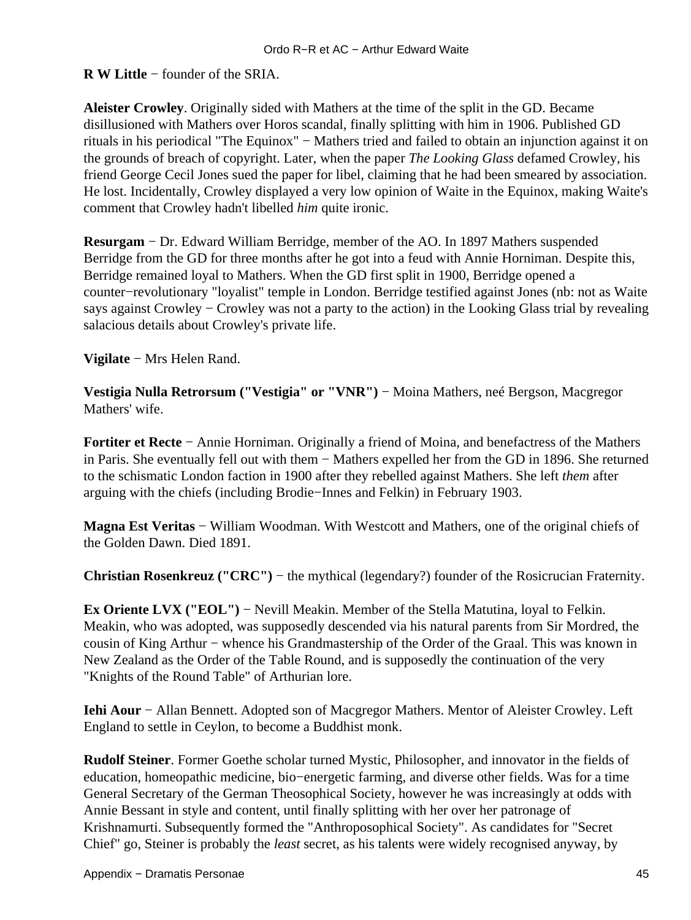**R W Little** − founder of the SRIA.

**Aleister Crowley**. Originally sided with Mathers at the time of the split in the GD. Became disillusioned with Mathers over Horos scandal, finally splitting with him in 1906. Published GD rituals in his periodical "The Equinox" − Mathers tried and failed to obtain an injunction against it on the grounds of breach of copyright. Later, when the paper *The Looking Glass* defamed Crowley, his friend George Cecil Jones sued the paper for libel, claiming that he had been smeared by association. He lost. Incidentally, Crowley displayed a very low opinion of Waite in the Equinox, making Waite's comment that Crowley hadn't libelled *him* quite ironic.

**Resurgam** − Dr. Edward William Berridge, member of the AO. In 1897 Mathers suspended Berridge from the GD for three months after he got into a feud with Annie Horniman. Despite this, Berridge remained loyal to Mathers. When the GD first split in 1900, Berridge opened a counter−revolutionary "loyalist" temple in London. Berridge testified against Jones (nb: not as Waite says against Crowley − Crowley was not a party to the action) in the Looking Glass trial by revealing salacious details about Crowley's private life.

**Vigilate** − Mrs Helen Rand.

**Vestigia Nulla Retrorsum ("Vestigia" or "VNR")** − Moina Mathers, neé Bergson, Macgregor Mathers' wife.

**Fortiter et Recte** − Annie Horniman. Originally a friend of Moina, and benefactress of the Mathers in Paris. She eventually fell out with them − Mathers expelled her from the GD in 1896. She returned to the schismatic London faction in 1900 after they rebelled against Mathers. She left *them* after arguing with the chiefs (including Brodie−Innes and Felkin) in February 1903.

**Magna Est Veritas** − William Woodman. With Westcott and Mathers, one of the original chiefs of the Golden Dawn. Died 1891.

**Christian Rosenkreuz ("CRC")** − the mythical (legendary?) founder of the Rosicrucian Fraternity.

**Ex Oriente LVX ("EOL")** − Nevill Meakin. Member of the Stella Matutina, loyal to Felkin. Meakin, who was adopted, was supposedly descended via his natural parents from Sir Mordred, the cousin of King Arthur − whence his Grandmastership of the Order of the Graal. This was known in New Zealand as the Order of the Table Round, and is supposedly the continuation of the very "Knights of the Round Table" of Arthurian lore.

**Iehi Aour** − Allan Bennett. Adopted son of Macgregor Mathers. Mentor of Aleister Crowley. Left England to settle in Ceylon, to become a Buddhist monk.

**Rudolf Steiner**. Former Goethe scholar turned Mystic, Philosopher, and innovator in the fields of education, homeopathic medicine, bio−energetic farming, and diverse other fields. Was for a time General Secretary of the German Theosophical Society, however he was increasingly at odds with Annie Bessant in style and content, until finally splitting with her over her patronage of Krishnamurti. Subsequently formed the "Anthroposophical Society". As candidates for "Secret Chief" go, Steiner is probably the *least* secret, as his talents were widely recognised anyway, by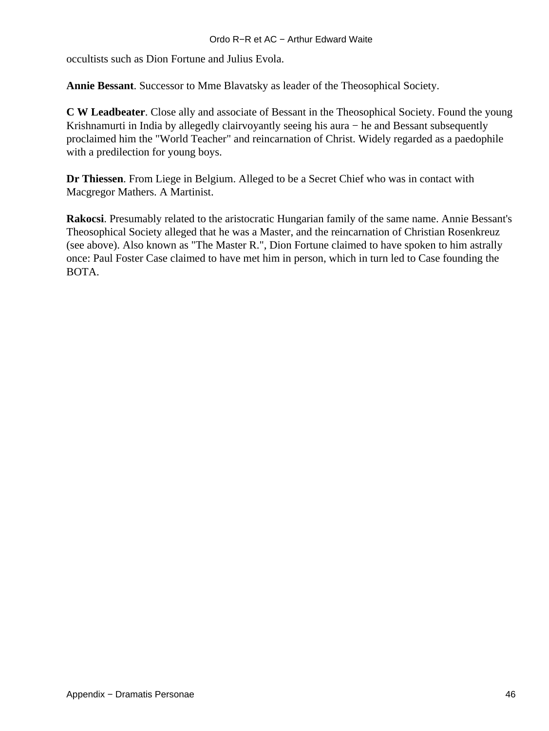occultists such as Dion Fortune and Julius Evola.

**Annie Bessant**. Successor to Mme Blavatsky as leader of the Theosophical Society.

**C W Leadbeater**. Close ally and associate of Bessant in the Theosophical Society. Found the young Krishnamurti in India by allegedly clairvoyantly seeing his aura − he and Bessant subsequently proclaimed him the "World Teacher" and reincarnation of Christ. Widely regarded as a paedophile with a predilection for young boys.

**Dr Thiessen**. From Liege in Belgium. Alleged to be a Secret Chief who was in contact with Macgregor Mathers. A Martinist.

**Rakocsi**. Presumably related to the aristocratic Hungarian family of the same name. Annie Bessant's Theosophical Society alleged that he was a Master, and the reincarnation of Christian Rosenkreuz (see above). Also known as "The Master R.", Dion Fortune claimed to have spoken to him astrally once: Paul Foster Case claimed to have met him in person, which in turn led to Case founding the BOTA.